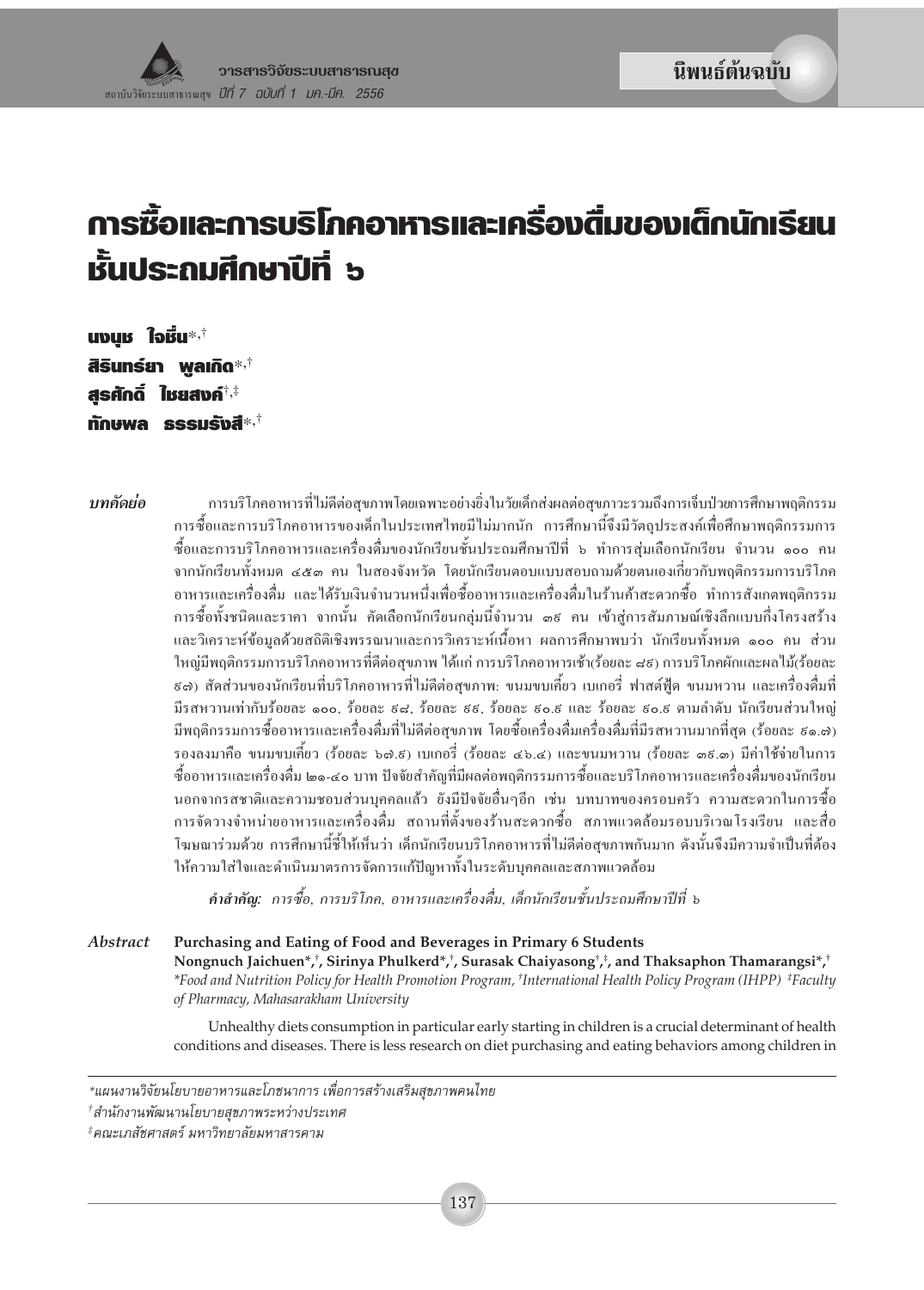นิพนธ์ต้นฉบับ

# การซื้อและการบริโภคอาหารและเครื่องดื่มของเด็กนักเรียนชั้นประถมศึกษาปีที่ ๖

**นงนุช ใจชื่น**[*,†]
**สิรินทร์ยา พูลเกิด**[*,†]
**สุรศักดิ์ ไชยสงค์**[†,‡]
**ทักษพล ธรรมรังสี**[*,†]

***บทคัดย่อ*** การบริโภคอาหารที่ไม่ดีต่อสุขภาพโดยเฉพาะอย่างยิ่งในวัยเด็กส่งผลต่อสุขภาวะรวมถึงการเจ็บป่วยการศึกษาพฤติกรรมการซื้อและการบริโภคอาหารของเด็กในประเทศไทยมีไม่มากนัก การศึกษานี้จึงมีวัตถุประสงค์เพื่อศึกษาพฤติกรรมการซื้อและการบริโภคอาหารและเครื่องดื่มของนักเรียนชั้นประถมศึกษาปีที่ ๖ ทำการสุ่มเลือกนักเรียน จำนวน ๑๐๐ คน จากนักเรียนทั้งหมด ๔๕๓ คน ในสองจังหวัด โดยนักเรียนตอบแบบสอบถามด้วยตนเองเกี่ยวกับพฤติกรรมการบริโภคอาหารและเครื่องดื่ม และได้รับเงินจำนวนหนึ่งเพื่อซื้ออาหารและเครื่องดื่มในร้านค้าสะดวกซื้อ ทำการสังเกตพฤติกรรมการซื้อทั้งชนิดและราคา จากนั้น คัดเลือกนักเรียนกลุ่มนี้จำนวน ๓๘ คน เข้าสู่การสัมภาษณ์เชิงลึกแบบกึ่งโครงสร้าง และวิเคราะห์ข้อมูลด้วยสถิติเชิงพรรณนาและการวิเคราะห์เนื้อหา ผลการศึกษาพบว่า นักเรียนทั้งหมด ๑๐๐ คน ส่วนใหญ่มีพฤติกรรมการบริโภคอาหารที่ดีต่อสุขภาพ ได้แก่ การบริโภคอาหารเช้า(ร้อยละ ๘๙) การบริโภคผักและผลไม้(ร้อยละ ๘๗) สัดส่วนของนักเรียนที่บริโภคอาหารที่ไม่ดีต่อสุขภาพ: ขนมขบเคี้ยว เบเกอรี่ ฟาสต์ฟู้ด ขนมหวาน และเครื่องดื่มที่มีรสหวานเท่ากับร้อยละ ๑๐๐, ร้อยละ ๙๘, ร้อยละ ๙๕, ร้อยละ ๙๐.๙ และ ร้อยละ ๙๐.๙ ตามลำดับ นักเรียนส่วนใหญ่มีพฤติกรรมการซื้ออาหารและเครื่องดื่มที่ไม่ดีต่อสุขภาพ โดยซื้อเครื่องดื่มเครื่องดื่มที่มีรสหวานมากที่สุด (ร้อยละ ๙๑.๗) รองลงมาคือ ขนมขบเคี้ยว (ร้อยละ ๖๗.๙) เบเกอรี่ (ร้อยละ ๔๖.๔) และขนมหวาน (ร้อยละ ๓๙.๓) มีค่าใช้จ่ายในการซื้ออาหารและเครื่องดื่ม ๒๑-๔๐ บาท ปัจจัยสำคัญที่มีผลต่อพฤติกรรมการซื้อและบริโภคอาหารและเครื่องดื่มของนักเรียนนอกจากรสชาติและความชอบส่วนบุคคลแล้ว ยังมีปัจจัยอื่นๆอีก เช่น บทบาทของครอบครัว ความสะดวกในการซื้อ การจัดวางจำหน่ายอาหารและเครื่องดื่ม สถานที่ตั้งของร้านสะดวกซื้อ สภาพแวดล้อมรอบบริเวณโรงเรียน และสื่อโฆษณาร่วมด้วย การศึกษานี้ชี้ให้เห็นว่า เด็กนักเรียนบริโภคอาหารที่ไม่ดีต่อสุขภาพกันมาก ดังนั้นจึงมีความจำเป็นที่ต้องให้ความใส่ใจและดำเนินมาตรการจัดการแก้ปัญหาทั้งในระดับบุคคลและสภาพแวดล้อม

***คำสำคัญ:*** *การซื้อ, การบริโภค, อาหารและเครื่องดื่ม, เด็กนักเรียนชั้นประถมศึกษาปีที่ ๖*

***Abstract*** **Purchasing and Eating of Food and Beverages in Primary 6 Students**

**Nongnuch Jaichuen*,†, Sirinya Phulkerd*,†, Surasak Chaiyasong†,‡, and Thaksaphon Thamarangsi*,†**

*\*Food and Nutrition Policy for Health Promotion Program, †International Health Policy Program (IHPP) ‡Faculty of Pharmacy, Mahasarakham University*

Unhealthy diets consumption in particular early starting in children is a crucial determinant of health conditions and diseases. There is less research on diet purchasing and eating behaviors among children in

---

*แผนงานวิจัยนโยบายอาหารและโภชนาการ เพื่อการสร้างเสริมสุขภาพคนไทย

†สำนักงานพัฒนานโยบายสุขภาพระหว่างประเทศ

‡คณะเภสัชศาสตร์ มหาวิทยาลัยมหาสารคาม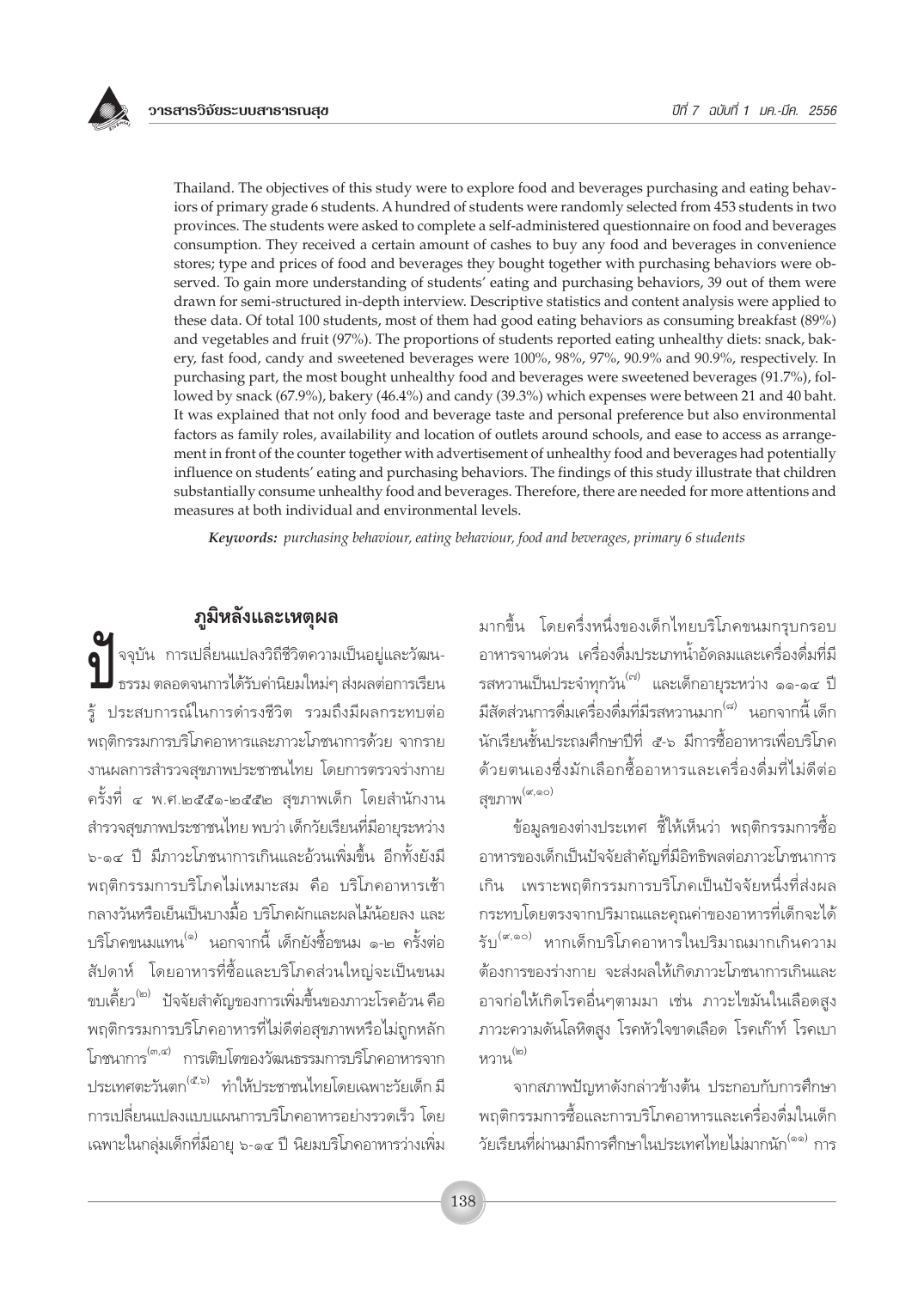Thailand. The objectives of this study were to explore food and beverages purchasing and eating behaviors of primary grade 6 students. A hundred of students were randomly selected from 453 students in two provinces. The students were asked to complete a self-administered questionnaire on food and beverages consumption. They received a certain amount of cashes to buy any food and beverages in convenience stores; type and prices of food and beverages they bought together with purchasing behaviors were observed. To gain more understanding of students' eating and purchasing behaviors, 39 out of them were drawn for semi-structured in-depth interview. Descriptive statistics and content analysis were applied to these data. Of total 100 students, most of them had good eating behaviors as consuming breakfast (89%) and vegetables and fruit (97%). The proportions of students reported eating unhealthy diets: snack, bakery, fast food, candy and sweetened beverages were 100%, 98%, 97%, 90.9% and 90.9%, respectively. In purchasing part, the most bought unhealthy food and beverages were sweetened beverages (91.7%), followed by snack (67.9%), bakery (46.4%) and candy (39.3%) which expenses were between 21 and 40 baht. It was explained that not only food and beverage taste and personal preference but also environmental factors as family roles, availability and location of outlets around schools, and ease to access as arrangement in front of the counter together with advertisement of unhealthy food and beverages had potentially influence on students' eating and purchasing behaviors. The findings of this study illustrate that children substantially consume unhealthy food and beverages. Therefore, there are needed for more attentions and measures at both individual and environmental levels.

***Keywords:*** *purchasing behaviour, eating behaviour, food and beverages, primary 6 students*

## ภูมิหลังและเหตุผล

ปัจจุบัน การเปลี่ยนแปลงวิถีชีวิตความเป็นอยู่และวัฒนธรรม ตลอดจนการได้รับค่านิยมใหม่ๆ ส่งผลต่อการเรียนรู้ ประสบการณ์ในการดำรงชีวิต รวมถึงมีผลกระทบต่อพฤติกรรมการบริโภคอาหารและภาวะโภชนาการด้วย จากรายงานผลการสำรวจสุขภาพประชาชนไทย โดยการตรวจร่างกายครั้งที่ ๔ พ.ศ.๒๕๕๑-๒๕๕๒ สุขภาพเด็ก โดยสำนักงานสำรวจสุขภาพประชาชนไทย พบว่า เด็กวัยเรียนที่มีอายุระหว่าง ๖-๑๔ ปี มีภาวะโภชนาการเกินและอ้วนเพิ่มขึ้น อีกทั้งยังมีพฤติกรรมการบริโภคไม่เหมาะสม คือ บริโภคอาหารเช้ากลางวันหรือเย็นเป็นบางมื้อ บริโภคผักและผลไม้น้อยลง และบริโภคขนมแทน[๑] นอกจากนี้ เด็กยังซื้อขนม ๑-๒ ครั้งต่อสัปดาห์ โดยอาหารที่ซื้อและบริโภคส่วนใหญ่จะเป็นขนมขบเคี้ยว[๒] ปัจจัยสำคัญของการเพิ่มขึ้นของภาวะโรคอ้วน คือ พฤติกรรมการบริโภคอาหารที่ไม่ดีต่อสุขภาพหรือไม่ถูกหลักโภชนาการ[๓,๔] การเติบโตของวัฒนธรรมการบริโภคอาหารจากประเทศตะวันตก[๕,๖] ทำให้ประชาชนไทยโดยเฉพาะวัยเด็ก มีการเปลี่ยนแปลงแบบแผนการบริโภคอาหารอย่างรวดเร็ว โดยเฉพาะในกลุ่มเด็กที่มีอายุ ๖-๑๔ ปี นิยมบริโภคอาหารว่างเพิ่มมากขึ้น โดยครึ่งหนึ่งของเด็กไทยบริโภคขนมกรุบกรอบ อาหารจานด่วน เครื่องดื่มประเภทน้ำอัดลมและเครื่องดื่มที่มีรสหวานเป็นประจำทุกวัน[๗] และเด็กอายุระหว่าง ๑๑-๑๔ ปี มีสัดส่วนการดื่มเครื่องดื่มที่มีรสหวานมาก[๘] นอกจากนี้ เด็กนักเรียนชั้นประถมศึกษาปีที่ ๕-๖ มีการซื้ออาหารเพื่อบริโภคด้วยตนเองซึ่งมักเลือกซื้ออาหารและเครื่องดื่มที่ไม่ดีต่อสุขภาพ[๙,๑๐]

ข้อมูลของต่างประเทศ ชี้ให้เห็นว่า พฤติกรรมการซื้ออาหารของเด็กเป็นปัจจัยสำคัญที่มีอิทธิพลต่อภาวะโภชนาการเกิน เพราะพฤติกรรมการบริโภคเป็นปัจจัยหนึ่งที่ส่งผลกระทบโดยตรงจากปริมาณและคุณค่าของอาหารที่เด็กจะได้รับ[๙,๑๐] หากเด็กบริโภคอาหารในปริมาณมากเกินความต้องการของร่างกาย จะส่งผลให้เกิดภาวะโภชนาการเกินและอาจก่อให้เกิดโรคอื่นๆตามมา เช่น ภาวะไขมันในเลือดสูง ภาวะความดันโลหิตสูง โรคหัวใจขาดเลือด โรคเก๊าท์ โรคเบาหวาน[๒]

จากสภาพปัญหาดังกล่าวข้างต้น ประกอบกับการศึกษาพฤติกรรมการซื้อและการบริโภคอาหารและเครื่องดื่มในเด็กวัยเรียนที่ผ่านมามีการศึกษาในประเทศไทยไม่มากนัก[๑๑] การ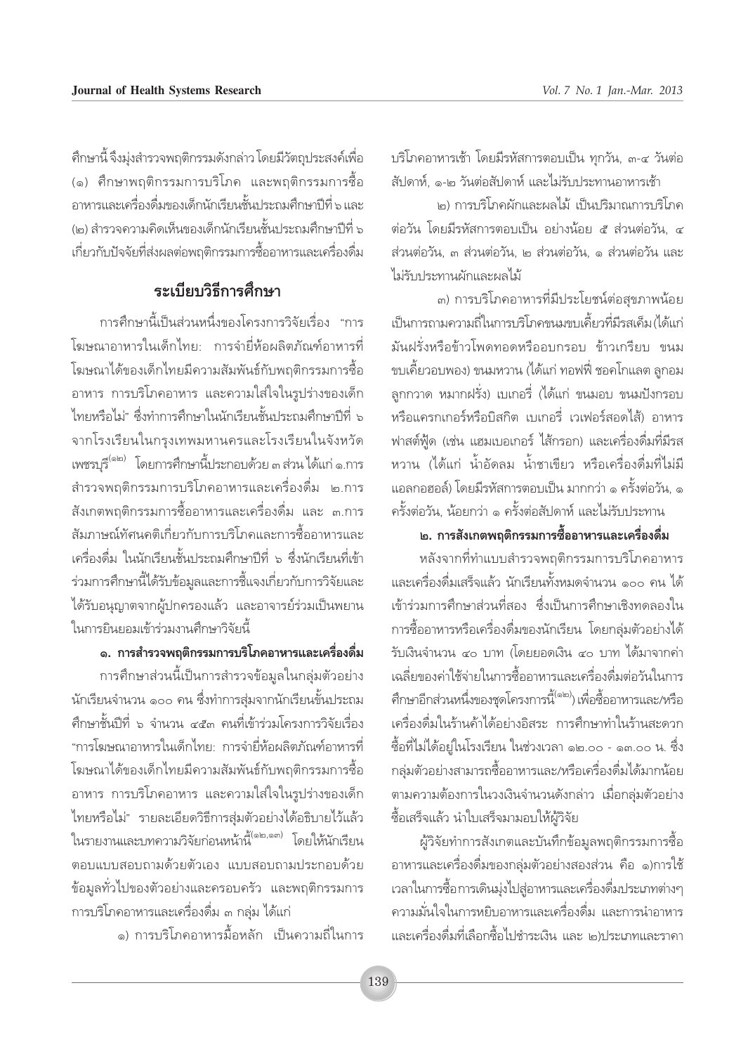ศึกษานี้จึงมุ่งสำรวจพฤติกรรมดังกล่าว โดยมีวัตถุประสงค์เพื่อ (๑) ศึกษาพฤติกรรมการบริโภค และพฤติกรรมการซื้ออาหารและเครื่องดื่มของเด็กนักเรียนชั้นประถมศึกษาปีที่ ๖ และ (๒) สำรวจความคิดเห็นของเด็กนักเรียนชั้นประถมศึกษาปีที่ ๖ เกี่ยวกับปัจจัยที่ส่งผลต่อพฤติกรรมการซื้ออาหารและเครื่องดื่ม

## ระเบียบวิธีการศึกษา

การศึกษานี้เป็นส่วนหนึ่งของโครงการวิจัยเรื่อง "การโฆษณาอาหารในเด็กไทย: การจำยี่ห้อผลิตภัณฑ์อาหารที่โฆษณาได้ของเด็กไทยมีความสัมพันธ์กับพฤติกรรมการซื้ออาหาร การบริโภคอาหาร และความใส่ใจในรูปร่างของเด็กไทยหรือไม่" ซึ่งทำการศึกษาในนักเรียนชั้นประถมศึกษาปีที่ ๖ จากโรงเรียนในกรุงเทพมหานครและโรงเรียนในจังหวัดเพชรบุรี[๑๒] โดยการศึกษานี้ประกอบด้วย ๓ ส่วน ได้แก่ ๑.การสำรวจพฤติกรรมการบริโภคอาหารและเครื่องดื่ม ๒.การสังเกตพฤติกรรมการซื้ออาหารและเครื่องดื่ม และ ๓.การสัมภาษณ์ทัศนคติเกี่ยวกับการบริโภคและการซื้ออาหารและเครื่องดื่ม ในนักเรียนชั้นประถมศึกษาปีที่ ๖ ซึ่งนักเรียนที่เข้าร่วมการศึกษานี้ได้รับข้อมูลและการชี้แจงเกี่ยวกับการวิจัยและได้รับอนุญาตจากผู้ปกครองแล้ว และอาจารย์ร่วมเป็นพยานในการยินยอมเข้าร่วมงานศึกษาวิจัยนี้

### ๑. การสำรวจพฤติกรรมการบริโภคอาหารและเครื่องดื่ม

การศึกษาส่วนนี้เป็นการสำรวจข้อมูลในกลุ่มตัวอย่างนักเรียนจำนวน ๑๐๐ คน ซึ่งทำการสุ่มจากนักเรียนชั้นประถมศึกษาชั้นปีที่ ๖ จำนวน ๔๕๓ คนที่เข้าร่วมโครงการวิจัยเรื่อง "การโฆษณาอาหารในเด็กไทย: การจำยี่ห้อผลิตภัณฑ์อาหารที่โฆษณาได้ของเด็กไทยมีความสัมพันธ์กับพฤติกรรมการซื้ออาหาร การบริโภคอาหาร และความใส่ใจในรูปร่างของเด็กไทยหรือไม่" รายละเอียดวิธีการสุ่มตัวอย่างได้อธิบายไว้แล้วในรายงานและบทความวิจัยก่อนหน้านี้[๑๒,๑๓] โดยให้นักเรียนตอบแบบสอบถามด้วยตัวเอง แบบสอบถามประกอบด้วยข้อมูลทั่วไปของตัวอย่างและครอบครัว และพฤติกรรมการการบริโภคอาหารและเครื่องดื่ม ๓ กลุ่ม ได้แก่

๑) การบริโภคอาหารมื้อหลัก เป็นความถี่ในการบริโภคอาหารเช้า โดยมีรหัสการตอบเป็น ทุกวัน, ๓-๔ วันต่อสัปดาห์, ๑-๒ วันต่อสัปดาห์ และไม่รับประทานอาหารเช้า

๒) การบริโภคผักและผลไม้ เป็นปริมาณการบริโภคต่อวัน โดยมีรหัสการตอบเป็น อย่างน้อย ๕ ส่วนต่อวัน, ๔ ส่วนต่อวัน, ๓ ส่วนต่อวัน, ๒ ส่วนต่อวัน, ๑ ส่วนต่อวัน และไม่รับประทานผักและผลไม้

๓) การบริโภคอาหารที่มีประโยชน์ต่อสุขภาพน้อย เป็นการถามความถี่ในการบริโภคขนมขบเคี้ยวที่มีรสเค็ม(ได้แก่ มันฝรั่งหรือข้าวโพดทอดหรืออบกรอบ ข้าวเกรียบ ขนมขบเคี้ยวอบพอง) ขนมหวาน (ได้แก่ ทอฟฟี่ ช็อคโกแลต ลูกอม ลูกกวาด หมากฝรั่ง) เบเกอรี่ (ได้แก่ ขนมอบ ขนมปังกรอบหรือแครกเกอร์หรือบิสกิต เบเกอรี่ เวเฟอร์สอดไส้) อาหารฟาสต์ฟู้ด (เช่น แฮมเบอเกอร์ ไส้กรอก) และเครื่องดื่มที่มีรสหวาน (ได้แก่ น้ำอัดลม น้ำชาเขียว หรือเครื่องดื่มที่ไม่มีแอลกอฮอล์) โดยมีรหัสการตอบเป็น มากกว่า ๑ ครั้งต่อวัน, ๑ ครั้งต่อวัน, น้อยกว่า ๑ ครั้งต่อสัปดาห์ และไม่รับประทาน

### ๒. การสังเกตพฤติกรรมการซื้ออาหารและเครื่องดื่ม

หลังจากที่ทำแบบสำรวจพฤติกรรมการบริโภคอาหารและเครื่องดื่มเสร็จแล้ว นักเรียนทั้งหมดจำนวน ๑๐๐ คน ได้เข้าร่วมการศึกษาส่วนที่สอง ซึ่งเป็นการศึกษาเชิงทดลองในการซื้ออาหารหรือเครื่องดื่มของนักเรียน โดยกลุ่มตัวอย่างได้รับเงินจำนวน ๔๐ บาท (โดยยอดเงิน ๔๐ บาท ได้มาจากค่าเฉลี่ยของค่าใช้จ่ายในการซื้ออาหารและเครื่องดื่มต่อวันในการศึกษาอีกส่วนหนึ่งของชุดโครงการนี้[๑๒]) เพื่อซื้ออาหารและ/หรือเครื่องดื่มในร้านค้าได้อย่างอิสระ การศึกษาทำในร้านสะดวกซื้อที่ไม่ได้อยู่ในโรงเรียน ในช่วงเวลา ๑๒.๐๐ - ๑๓.๐๐ น. ซึ่งกลุ่มตัวอย่างสามารถซื้ออาหารและ/หรือเครื่องดื่มได้มากน้อยตามความต้องการในวงเงินจำนวนดังกล่าว เมื่อกลุ่มตัวอย่างซื้อเสร็จแล้ว นำใบเสร็จมามอบให้ผู้วิจัย

ผู้วิจัยทำการสังเกตและบันทึกข้อมูลพฤติกรรมการซื้ออาหารและเครื่องดื่มของกลุ่มตัวอย่างสองส่วน คือ ๑)การใช้เวลาในการซื้อการเดินมุ่งไปสู่อาหารและเครื่องดื่มประเภทต่างๆ ความมั่นใจในการหยิบอาหารและเครื่องดื่ม และการนำอาหารและเครื่องดื่มที่เลือกซื้อไปชำระเงิน และ ๒)ประเภทและราคา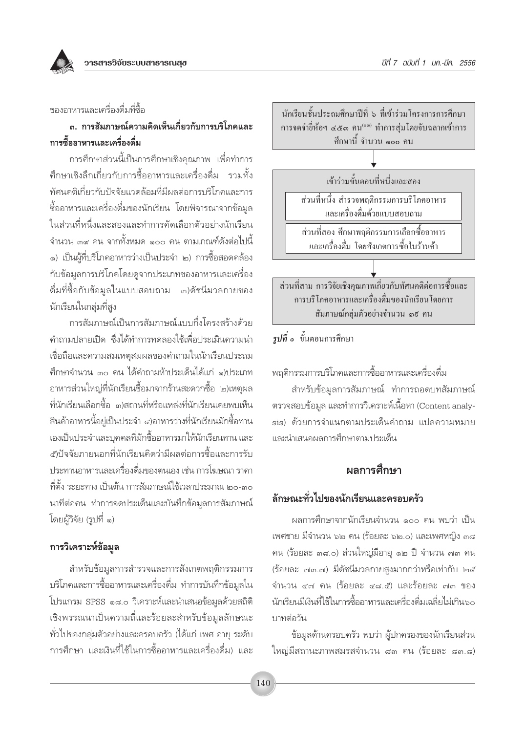ของอาหารและเครื่องดื่มที่ซื้อ

**๓. การสัมภาษณ์ความคิดเห็นเกี่ยวกับการบริโภคและการซื้ออาหารและเครื่องดื่ม**

การศึกษาส่วนนี้เป็นการศึกษาเชิงคุณภาพ เพื่อทำการศึกษาเชิงลึกเกี่ยวกับการซื้ออาหารและเครื่องดื่ม รวมทั้งทัศนคติเกี่ยวกับปัจจัยแวดล้อมที่มีผลต่อการบริโภคและการซื้ออาหารและเครื่องดื่มของนักเรียน โดยพิจารณาจากข้อมูลในส่วนที่หนึ่งและสองและทำการคัดเลือกตัวอย่างนักเรียนจำนวน ๓๙ คน จากทั้งหมด ๑๐๐ คน ตามเกณฑ์ดังต่อไปนี้ ๑) เป็นผู้ที่บริโภคอาหารว่างเป็นประจำ ๒) การซื้อสอดคล้องกับข้อมูลการบริโภคโดยดูจากประเภทของอาหารและเครื่องดื่มที่ซื้อกับข้อมูลในแบบสอบถาม ๓)ดัชนีมวลกายของนักเรียนในกลุ่มที่สูง

การสัมภาษณ์เป็นการสัมภาษณ์แบบกึ่งโครงสร้างด้วยคำถามปลายเปิด ซึ่งได้ทำการทดลองใช้เพื่อประเมินความน่าเชื่อถือและความสมเหตุสมผลของคำถามในนักเรียนประถมศึกษาจำนวน ๓๐ คน ได้คำถามห้าประเด็นได้แก่ ๑)ประเภทอาหารส่วนใหญ่ที่นักเรียนซื้อมาจากร้านสะดวกซื้อ ๒)เหตุผลที่นักเรียนเลือกซื้อ ๓)สถานที่หรือแหล่งที่นักเรียนเคยพบเห็นสินค้าอาหารนี้อยู่เป็นประจำ ๔)อาหารว่างที่นักเรียนมักซื้อทานเองเป็นประจำและบุคคลที่มักซื้ออาหารมาให้นักเรียนทาน และ ๕)ปัจจัยภายนอกที่นักเรียนคิดว่ามีผลต่อการซื้อและการรับประทานอาหารและเครื่องดื่มของตนเอง เช่น การโฆษณา ราคา ที่ตั้ง ระยะทาง เป็นต้น การสัมภาษณ์ใช้เวลาประมาณ ๒๐-๓๐ นาทีต่อคน ทำการจดประเด็นและบันทึกข้อมูลการสัมภาษณ์โดยผู้วิจัย (รูปที่ ๑)

นักเรียนชั้นประถมศึกษาปีที่ ๖ ที่เข้าร่วมโครงการการศึกษาการจดจำยี่ห้อฯ ๔๕๓ คน[๑๓] ทำการสุ่มโดยจับฉลากเข้าการศึกษานี้ จำนวน ๑๐๐ คน

↓

เข้าร่วมขั้นตอนที่หนึ่งและสอง
- ส่วนที่หนึ่ง สำรวจพฤติกรรมการบริโภคอาหารและเครื่องดื่มด้วยแบบสอบถาม
- ส่วนที่สอง ศึกษาพฤติกรรมการเลือกซื้ออาหารและเครื่องดื่ม โดยสังเกตการซื้อในร้านค้า

↓

ส่วนที่สาม การวิจัยเชิงคุณภาพเกี่ยวกับทัศนคติต่อการซื้อและการบริโภคอาหารและเครื่องดื่มของนักเรียนโดยการสัมภาษณ์กลุ่มตัวอย่างจำนวน ๓๙ คน

***รูปที่ ๑*** ขั้นตอนการศึกษา

## การวิเคราะห์ข้อมูล

สำหรับข้อมูลการสำรวจและการสังเกตพฤติกรรมการบริโภคและการซื้ออาหารและเครื่องดื่ม ทำการบันทึกข้อมูลในโปรแกรม SPSS ๑๘.๐ วิเคราะห์และนำเสนอข้อมูลด้วยสถิติเชิงพรรณนาเป็นความถี่และร้อยละสำหรับข้อมูลลักษณะทั่วไปของกลุ่มตัวอย่างและครอบครัว (ได้แก่ เพศ อายุ ระดับการศึกษา และเงินที่ใช้ในการซื้ออาหารและเครื่องดื่ม) และพฤติกรรมการบริโภคและการซื้ออาหารและเครื่องดื่ม

สำหรับข้อมูลการสัมภาษณ์ ทำการถอดบทสัมภาษณ์ ตรวจสอบข้อมูล และทำการวิเคราะห์เนื้อหา (Content analysis) ด้วยการจำแนกตามประเด็นคำถาม แปลความหมาย และนำเสนอผลการศึกษาตามประเด็น

# ผลการศึกษา

## ลักษณะทั่วไปของนักเรียนและครอบครัว

ผลการศึกษาจากนักเรียนจำนวน ๑๐๐ คน พบว่า เป็นเพศชาย มีจำนวน ๖๒ คน (ร้อยละ ๖๒.๐) และเพศหญิง ๓๘ คน (ร้อยละ ๓๘.๐) ส่วนใหญ่มีอายุ ๑๒ ปี จำนวน ๗๓ คน (ร้อยละ ๗๓.๗) มีดัชนีมวลกายสูงมากกว่าหรือเท่ากับ ๒๕ จำนวน ๔๗ คน (ร้อยละ ๔๘.๕) และร้อยละ ๗๓ ของนักเรียนมีเงินที่ใช้ในการซื้ออาหารและเครื่องดื่มเฉลี่ยไม่เกิน๖๐ บาทต่อวัน

ข้อมูลด้านครอบครัว พบว่า ผู้ปกครองของนักเรียนส่วนใหญ่มีสถานะภาพสมรสจำนวน ๘๓ คน (ร้อยละ ๘๓.๘)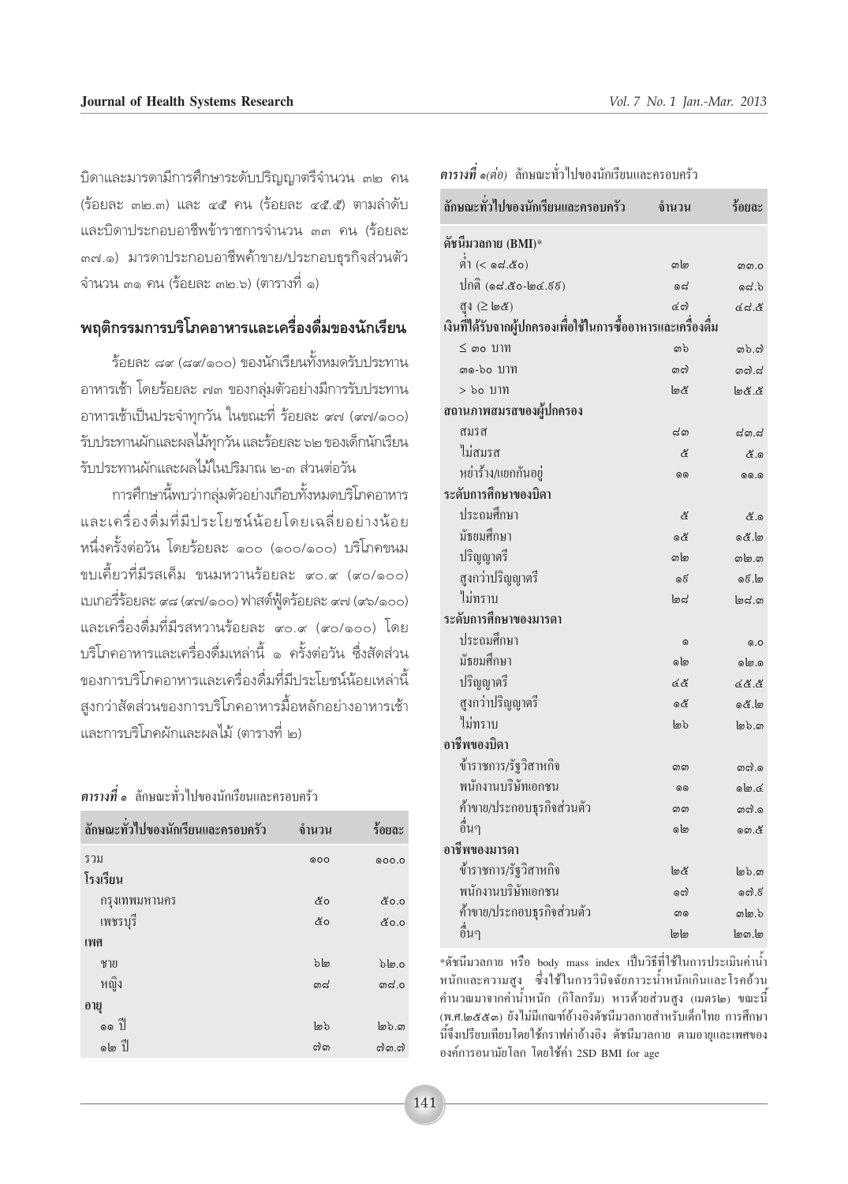บิดาและมารดามีการศึกษาระดับปริญญาตรีจำนวน ๓๒ คน (ร้อยละ ๓๒.๓) และ ๔๕ คน (ร้อยละ ๔๕.๕) ตามลำดับ และบิดาประกอบอาชีพข้าราชการจำนวน ๓๓ คน (ร้อยละ ๓๗.๑) มารดาประกอบอาชีพค้าขาย/ประกอบธุรกิจส่วนตัว จำนวน ๓๑ คน (ร้อยละ ๓๒.๖) (ตารางที่ ๑)

## พฤติกรรมการบริโภคอาหารและเครื่องดื่มของนักเรียน

ร้อยละ ๘๙ (๘๙/๑๐๐) ของนักเรียนทั้งหมดรับประทานอาหารเช้า โดยร้อยละ ๗๓ ของกลุ่มตัวอย่างมีการรับประทานอาหารเช้าเป็นประจำทุกวัน ในขณะที่ ร้อยละ ๙๗ (๙๗/๑๐๐) รับประทานผักและผลไม้ทุกวัน และร้อยละ ๖๒ ของเด็กนักเรียนรับประทานผักและผลไม้ในปริมาณ ๒-๓ ส่วนต่อวัน

การศึกษานี้พบว่ากลุ่มตัวอย่างเกือบทั้งหมดบริโภคอาหารและเครื่องดื่มที่มีประโยชน์น้อยโดยเฉลี่ยอย่างน้อยหนึ่งครั้งต่อวัน โดยร้อยละ ๑๐๐ (๑๐๐/๑๐๐) บริโภคขนมขบเคี้ยวที่มีรสเค็ม ขนมหวานร้อยละ ๙๐.๙ (๙๐/๑๐๐) เบเกอรี่ร้อยละ ๙๘ (๙๗/๑๐๐) ฟาสต์ฟู้ดร้อยละ ๙๗ (๙๖/๑๐๐) และเครื่องดื่มที่มีรสหวานร้อยละ ๙๐.๙ (๙๐/๑๐๐) โดยบริโภคอาหารและเครื่องดื่มเหล่านี้ ๑ ครั้งต่อวัน ซึ่งสัดส่วนของการบริโภคอาหารและเครื่องดื่มที่มีประโยชน์น้อยเหล่านี้สูงกว่าสัดส่วนของการบริโภคอาหารมื้อหลักอย่างอาหารเช้าและการบริโภคผักและผลไม้ (ตารางที่ ๒)

***ตารางที่ ๑*** ลักษณะทั่วไปของนักเรียนและครอบครัว

| ลักษณะทั่วไปของนักเรียนและครอบครัว | จำนวน | ร้อยละ |
|---|---|---|
| รวม | ๑๐๐ | ๑๐๐.๐ |
| **โรงเรียน** | | |
| กรุงเทพมหานคร | ๕๐ | ๕๐.๐ |
| เพชรบุรี | ๕๐ | ๕๐.๐ |
| **เพศ** | | |
| ชาย | ๖๒ | ๖๒.๐ |
| หญิง | ๓๘ | ๓๘.๐ |
| **อายุ** | | |
| ๑๑ ปี | ๒๖ | ๒๖.๓ |
| ๑๒ ปี | ๗๓ | ๗๓.๗ |
| **ดัชนีมวลกาย (BMI)*** | | |
| ต่ำ (< ๑๘.๕๐) | ๓๒ | ๓๓.๐ |
| ปกติ (๑๘.๕๐-๒๔.๙๙) | ๑๘ | ๑๘.๖ |
| สูง (≥ ๒๕) | ๔๗ | ๔๘.๕ |
| **เงินที่ได้รับจากผู้ปกครองเพื่อใช้ในการซื้ออาหารและเครื่องดื่ม** | | |
| ≤ ๓๐ บาท | ๓๖ | ๓๖.๗ |
| ๓๑-๖๐ บาท | ๓๗ | ๓๗.๘ |
| > ๖๐ บาท | ๒๕ | ๒๕.๕ |
| **สถานภาพสมรสของผู้ปกครอง** | | |
| สมรส | ๘๓ | ๘๓.๘ |
| ไม่สมรส | ๕ | ๕.๑ |
| หย่าร้าง/แยกกันอยู่ | ๑๑ | ๑๑.๑ |
| **ระดับการศึกษาของบิดา** | | |
| ประถมศึกษา | ๕ | ๕.๑ |
| มัธยมศึกษา | ๑๕ | ๑๕.๒ |
| ปริญญาตรี | ๓๒ | ๓๒.๓ |
| สูงกว่าปริญญาตรี | ๑๙ | ๑๙.๒ |
| ไม่ทราบ | ๒๘ | ๒๘.๓ |
| **ระดับการศึกษาของมารดา** | | |
| ประถมศึกษา | ๑ | ๑.๐ |
| มัธยมศึกษา | ๑๒ | ๑๒.๑ |
| ปริญญาตรี | ๔๕ | ๔๕.๕ |
| สูงกว่าปริญญาตรี | ๑๕ | ๑๕.๒ |
| ไม่ทราบ | ๒๖ | ๒๖.๓ |
| **อาชีพของบิดา** | | |
| ข้าราชการ/รัฐวิสาหกิจ | ๓๓ | ๓๗.๑ |
| พนักงานบริษัทเอกชน | ๑๑ | ๑๒.๔ |
| ค้าขาย/ประกอบธุรกิจส่วนตัว | ๓๓ | ๓๗.๑ |
| อื่นๆ | ๑๒ | ๑๓.๕ |
| **อาชีพของมารดา** | | |
| ข้าราชการ/รัฐวิสาหกิจ | ๒๕ | ๒๖.๓ |
| พนักงานบริษัทเอกชน | ๑๗ | ๑๗.๙ |
| ค้าขาย/ประกอบธุรกิจส่วนตัว | ๓๑ | ๓๒.๖ |
| อื่นๆ | ๒๒ | ๒๓.๒ |

*ดัชนีมวลกาย หรือ body mass index เป็นวิธีที่ใช้ในการประเมินค่าน้ำหนักและความสูง ซึ่งใช้ในการวินิจฉัยภาวะน้ำหนักเกินและโรคอ้วน คำนวณมาจากค่าน้ำหนัก (กิโลกรัม) หารด้วยส่วนสูง (เมตร๒) ขณะนี้ (พ.ศ.๒๕๕๓) ยังไม่มีเกณฑ์อ้างอิงดัชนีมวลกายสำหรับเด็กไทย การศึกษานี้จึงเปรียบเทียบโดยใช้กราฟค่าอ้างอิง ดัชนีมวลกาย ตามอายุและเพศขององค์การอนามัยโลก โดยใช้ค่า 2SD BMI for age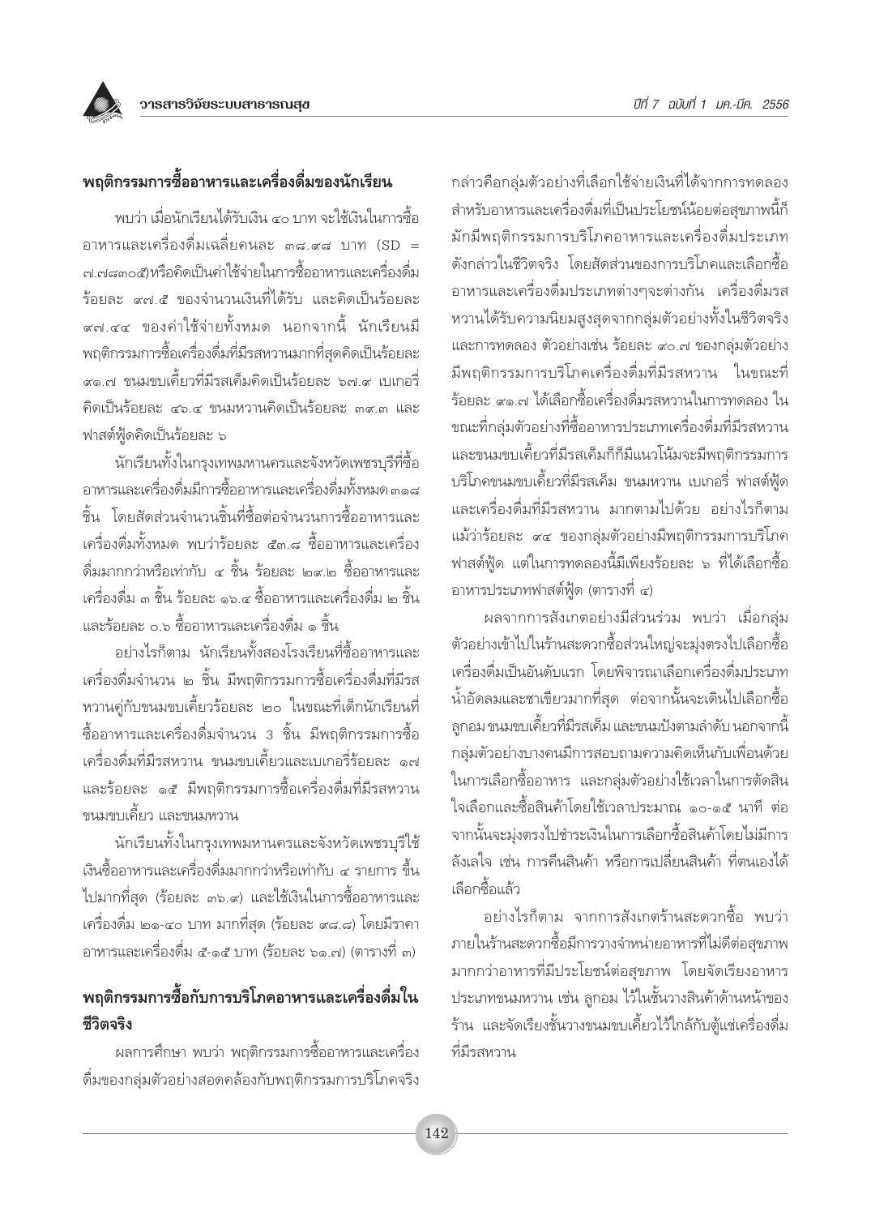## พฤติกรรมการซื้ออาหารและเครื่องดื่มของนักเรียน

พบว่า เมื่อนักเรียนได้รับเงิน ๔๐ บาท จะใช้เงินในการซื้ออาหารและเครื่องดื่มเฉลี่ยคนละ ๓๘.๙๘ บาท (SD = ๗.๗๘๓๐๕)หรือคิดเป็นค่าใช้จ่ายในการซื้ออาหารและเครื่องดื่มร้อยละ ๙๗.๕ ของจำนวนเงินที่ได้รับ และคิดเป็นร้อยละ ๙๗.๔๔ ของค่าใช้จ่ายทั้งหมด นอกจากนี้ นักเรียนมีพฤติกรรมการซื้อเครื่องดื่มที่มีรสหวานมากที่สุดคิดเป็นร้อยละ ๙๑.๗ ขนมขบเคี้ยวที่มีรสเค็มคิดเป็นร้อยละ ๖๗.๙ เบเกอรี่คิดเป็นร้อยละ ๔๖.๔ ขนมหวานคิดเป็นร้อยละ ๓๙.๓ และฟาสต์ฟู้ดคิดเป็นร้อยละ ๖

นักเรียนทั้งในกรุงเทพมหานครและจังหวัดเพชรบุรีที่ซื้ออาหารและเครื่องดื่มมีการซื้ออาหารและเครื่องดื่มทั้งหมด ๓๑๘ ชิ้น โดยสัดส่วนจำนวนชิ้นที่ซื้อต่อจำนวนการซื้ออาหารและเครื่องดื่มทั้งหมด พบว่าร้อยละ ๕๓.๘ ซื้ออาหารและเครื่องดื่มมากกว่าหรือเท่ากับ ๔ ชิ้น ร้อยละ ๒๙.๒ ซื้ออาหารและเครื่องดื่ม ๓ ชิ้น ร้อยละ ๑๖.๔ ซื้ออาหารและเครื่องดื่ม ๒ ชิ้น และร้อยละ ๐.๖ ซื้ออาหารและเครื่องดื่ม ๑ ชิ้น

อย่างไรก็ตาม นักเรียนทั้งสองโรงเรียนที่ซื้ออาหารและเครื่องดื่มจำนวน ๒ ชิ้น มีพฤติกรรมการซื้อเครื่องดื่มที่มีรสหวานคู่กับขนมขบเคี้ยวร้อยละ ๒๐ ในขณะที่เด็กนักเรียนที่ซื้ออาหารและเครื่องดื่มจำนวน 3 ชิ้น มีพฤติกรรมการซื้อเครื่องดื่มที่มีรสหวาน ขนมขบเคี้ยวและเบเกอรี่ร้อยละ ๑๗ และร้อยละ ๑๕ มีพฤติกรรมการซื้อเครื่องดื่มที่มีรสหวาน ขนมขบเคี้ยว และขนมหวาน

นักเรียนทั้งในกรุงเทพมหานครและจังหวัดเพชรบุรีใช้เงินซื้ออาหารและเครื่องดื่มมากกว่าหรือเท่ากับ ๔ รายการ ขึ้นไปมากที่สุด (ร้อยละ ๓๖.๙) และใช้เงินในการซื้ออาหารและเครื่องดื่ม ๒๑-๔๐ บาท มากที่สุด (ร้อยละ ๙๘.๘) โดยมีราคาอาหารและเครื่องดื่ม ๕-๑๕ บาท (ร้อยละ ๖๑.๗) (ตารางที่ ๓)

## พฤติกรรมการซื้อกับการบริโภคอาหารและเครื่องดื่มในชีวิตจริง

ผลการศึกษา พบว่า พฤติกรรมการซื้ออาหารและเครื่องดื่มของกลุ่มตัวอย่างสอดคล้องกับพฤติกรรมการบริโภคจริง กล่าวคือกลุ่มตัวอย่างที่เลือกใช้จ่ายเงินที่ได้จากการทดลองสำหรับอาหารและเครื่องดื่มที่เป็นประโยชน์น้อยต่อสุขภาพนี้ก็มักมีพฤติกรรมการบริโภคอาหารและเครื่องดื่มประเภทดังกล่าวในชีวิตจริง โดยสัดส่วนของการบริโภคและเลือกซื้ออาหารและเครื่องดื่มประเภทต่างๆจะต่างกัน เครื่องดื่มรสหวานได้รับความนิยมสูงสุดจากกลุ่มตัวอย่างทั้งในชีวิตจริงและการทดลอง ตัวอย่างเช่น ร้อยละ ๙๐.๗ ของกลุ่มตัวอย่างมีพฤติกรรมการบริโภคเครื่องดื่มที่มีรสหวาน ในขณะที่ร้อยละ ๙๑.๗ ได้เลือกซื้อเครื่องดื่มรสหวานในการทดลอง ในขณะที่กลุ่มตัวอย่างที่ซื้ออาหารประเภทเครื่องดื่มที่มีรสหวานและขนมขบเคี้ยวที่มีรสเค็มก็มีแนวโน้มจะมีพฤติกรรมการบริโภคขนมขบเคี้ยวที่มีรสเค็ม ขนมหวาน เบเกอรี่ ฟาสต์ฟู้ด และเครื่องดื่มที่มีรสหวาน มากตามไปด้วย อย่างไรก็ตาม แม้ว่าร้อยละ ๙๔ ของกลุ่มตัวอย่างมีพฤติกรรมการบริโภคฟาสต์ฟู้ด แต่ในการทดลองนี้มีเพียงร้อยละ ๖ ที่ได้เลือกซื้ออาหารประเภทฟาสต์ฟู้ด (ตารางที่ ๔)

ผลจากการสังเกตอย่างมีส่วนร่วม พบว่า เมื่อกลุ่มตัวอย่างเข้าไปในร้านสะดวกซื้อส่วนใหญ่จะมุ่งตรงไปเลือกซื้อเครื่องดื่มเป็นอันดับแรก โดยพิจารณาเลือกเครื่องดื่มประเภทน้ำอัดลมและชาเขียวมากที่สุด ต่อจากนั้นจะเดินไปเลือกซื้อลูกอม ขนมขบเคี้ยวที่มีรสเค็ม และขนมปังตามลำดับ นอกจากนี้กลุ่มตัวอย่างบางคนมีการสอบถามความคิดเห็นกับเพื่อนด้วยในการเลือกซื้ออาหาร และกลุ่มตัวอย่างใช้เวลาในการตัดสินใจเลือกและซื้อสินค้าโดยใช้เวลาประมาณ ๑๐-๑๕ นาที ต่อจากนั้นจะมุ่งตรงไปชำระเงินในการเลือกซื้อสินค้าโดยไม่มีการลังเลใจ เช่น การคืนสินค้า หรือการเปลี่ยนสินค้า ที่ตนเองได้เลือกซื้อแล้ว

อย่างไรก็ตาม จากการสังเกตร้านสะดวกซื้อ พบว่าภายในร้านสะดวกซื้อมีการวางจำหน่ายอาหารที่ไม่ดีต่อสุขภาพมากกว่าอาหารที่มีประโยชน์ต่อสุขภาพ โดยจัดเรียงอาหารประเภทขนมหวาน เช่น ลูกอม ไว้ในชั้นวางสินค้าด้านหน้าของร้าน และจัดเรียงชั้นวางขนมขบเคี้ยวไว้ใกล้กับตู้แช่เครื่องดื่มที่มีรสหวาน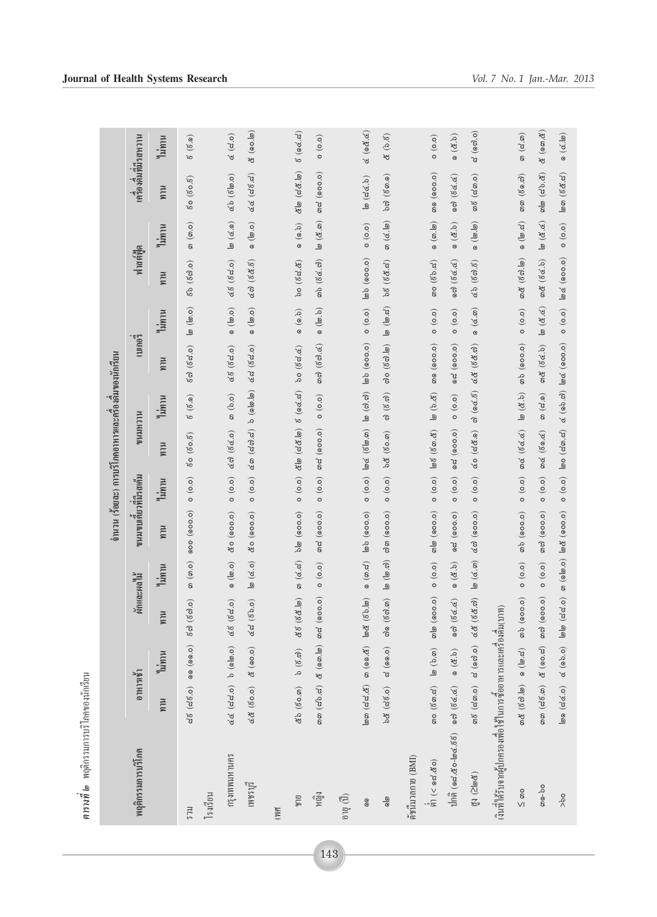**ตารางที่ ๒** พฤติกรรมการบริโภคของนักเรียน

| พฤติกรรมการบริโภค | จำนวน (ร้อยละ) การบริโภคอาหารและเครื่องดื่มของนักเรียน | | | | | | | | | | | | | |
|---|---|---|---|---|---|---|---|---|---|---|---|---|---|---|
| | อาหารเช้า | | ผักและผลไม้ | | ขนมขบเคี้ยวที่มีรสเค็ม | | ขนมหวาน | | เบเกอรี่ | | ฟาสต์ฟู้ด | | เครื่องดื่มที่มีรสหวาน | |
| | ทาน | ไม่ทาน | ทาน | ไม่ทาน | ทาน | ไม่ทาน | ทาน | ไม่ทาน | ทาน | ไม่ทาน | ทาน | ไม่ทาน | ทาน | ไม่ทาน |
| รวม | ๘๙ (๘๙.๐) | ๑๑ (๑๑.๐) | ๙๗ (๙๗.๐) | ๓ (๓.๐) | ๑๐๐ (๑๐๐.๐) | ๐ (๐.๐) | ๙๐ (๙๐.๙) | ๘ (๘.๑) | ๙๗ (๙๘.๐) | ๒ (๒.๐) | ๙๖ (๙๗.๐) | ๓ (๓.๐) | ๙๐ (๙๐.๙) | ๙ (๙.๑) |
| โรงเรียน | | | | | | | | | | | | | | |
| กรุงเทพมหานคร | ๔๔ (๘๘.๐) | ๖ (๑๒.๐) | ๔๙ (๙๘.๐) | ๑ (๒.๐) | ๕๐ (๑๐๐.๐) | ๐ (๐.๐) | ๔๗ (๙๔.๐) | ๓ (๖.๐) | ๔๙ (๙๘.๐) | ๑ (๒.๐) | ๔๗ (๙๕.๙) | ๒ (๔.๑) | ๔๖ (๙๒.๐) | ๔ (๘.๐) |
| เพชรบุรี | ๔๕ (๙๐.๐) | ๕ (๑๐.๐) | ๔๘ (๙๖.๐) | ๒ (๔.๐) | ๕๐ (๑๐๐.๐) | ๐ (๐.๐) | ๔๓ (๘๗.๘) | ๖ (๑๒.๒) | ๔๘ (๙๘.๐) | ๑ (๒.๐) | ๔๗ (๙๗.๙) | ๑ (๒.๐) | ๔๔ (๘๙.๘) | ๕ (๑๐.๒) |
| เพศ | | | | | | | | | | | | | | |
| ชาย | ๕๖ (๙๐.๓) | ๖ (๙.๗) | ๕๙ (๙๕.๒) | ๓ (๔.๘) | ๖๒ (๑๐๐.๐) | ๐ (๐.๐) | ๕๒ (๘๕.๒) | ๙ (๑๔.๘) | ๖๐ (๙๘.๔) | ๑ (๑.๖) | ๖๐ (๙๘.๔) | ๑ (๑.๖) | ๕๒ (๘๕.๒) | ๙ (๑๔.๘) |
| หญิง | ๓๓ (๘๖.๘) | ๕ (๑๓.๒) | ๓๘ (๑๐๐.๐) | ๐ (๐.๐) | ๓๘ (๑๐๐.๐) | ๐ (๐.๐) | ๓๘ (๑๐๐.๐) | ๐ (๐.๐) | ๓๗ (๙๗.๔) | ๑ (๒.๖) | ๓๖ (๙๔.๗) | ๒ (๕.๓) | ๓๘ (๑๐๐.๐) | ๐ (๐.๐) |
| อายุ (ปี) | | | | | | | | | | | | | | |
| ๑๑ | ๒๓ (๘๘.๕) | ๓ (๑๑.๕) | ๒๕ (๙๖.๒) | ๑ (๓.๘) | ๒๖ (๑๐๐.๐) | ๐ (๐.๐) | ๒๔ (๙๒.๓) | ๒ (๗.๗) | ๒๖ (๑๐๐.๐) | ๐ (๐.๐) | ๒๖ (๑๐๐.๐) | ๐ (๐.๐) | ๒๒ (๘๔.๖) | ๔ (๑๕.๔) |
| ๑๒ | ๖๕ (๘๙.๐) | ๘ (๑๑.๐) | ๗๑ (๙๗.๓) | ๒ (๒.๗) | ๗๓ (๑๐๐.๐) | ๐ (๐.๐) | ๖๕ (๙๐.๓) | ๗ (๙.๗) | ๗๐ (๙๗.๒) | ๒ (๒.๘) | ๖๙ (๙๕.๘) | ๓ (๔.๒) | ๖๗ (๙๓.๑) | ๕ (๖.๙) |
| ดัชนีมวลกาย (BMI) | | | | | | | | | | | | | | |
| ต่ำ (< ๑๘.๕๐) | ๓๐ (๙๓.๘) | ๒ (๖.๓) | ๓๒ (๑๐๐.๐) | ๐ (๐.๐) | ๓๒ (๑๐๐.๐) | ๐ (๐.๐) | ๒๙ (๙๓.๕) | ๒ (๖.๕) | ๓๑ (๑๐๐.๐) | ๐ (๐.๐) | ๓๐ (๙๖.๘) | ๑ (๓.๒) | ๓๑ (๑๐๐.๐) | ๐ (๐.๐) |
| ปกติ (๑๘.๕๐-๒๔.๙๙) | ๑๗ (๙๔.๔) | ๑ (๕.๖) | ๑๗ (๙๔.๔) | ๑ (๕.๖) | ๑๘ (๑๐๐.๐) | ๐ (๐.๐) | ๑๘ (๑๐๐.๐) | ๐ (๐.๐) | ๑๘ (๑๐๐.๐) | ๐ (๐.๐) | ๑๗ (๙๔.๔) | ๑ (๕.๖) | ๑๗ (๙๔.๔) | ๑ (๕.๖) |
| สูง (≥๒๕) | ๓๙ (๘๓.๐) | ๘ (๑๗.๐) | ๔๕ (๙๕.๗) | ๒ (๔.๓) | ๔๗ (๑๐๐.๐) | ๐ (๐.๐) | ๔๐ (๘๕.๑) | ๗ (๑๔.๙) | ๔๕ (๙๕.๗) | ๑ (๔.๓) | ๔๖ (๙๗.๘) | ๑ (๒.๒) | ๓๙ (๘๓.๐) | ๘ (๑๗.๐) |
| เงินที่ได้รับจากผู้ปกครองเพื่อใช้ในการซื้ออาหารและเครื่องดื่ม (บาท) | | | | | | | | | | | | | | |
| ≤ ๓๐ | ๓๕ (๙๗.๒) | ๑ (๒.๘) | ๓๖ (๑๐๐.๐) | ๐ (๐.๐) | ๓๖ (๑๐๐.๐) | ๐ (๐.๐) | ๓๔ (๙๔.๔) | ๒ (๕.๖) | ๓๖ (๑๐๐.๐) | ๐ (๐.๐) | ๓๕ (๙๗.๒) | ๑ (๒.๘) | ๓๓ (๙๑.๗) | ๓ (๘.๓) |
| ๓๑-๖๐ | ๓๓ (๘๙.๓) | ๔ (๑๐.๘) | ๓๗ (๑๐๐.๐) | ๐ (๐.๐) | ๓๗ (๑๐๐.๐) | ๐ (๐.๐) | ๓๔ (๙๑.๙) | ๓ (๘.๑) | ๓๕ (๙๔.๖) | ๒ (๕.๔) | ๓๕ (๙๔.๖) | ๒ (๕.๔) | ๓๒ (๘๖.๕) | ๕ (๑๓.๕) |
| >๖๐ | ๒๑ (๘๔.๐) | ๔ (๑๖.๐) | ๒๒ (๘๘.๐) | ๓ (๑๒.๐) | ๒๕ (๑๐๐.๐) | ๐ (๐.๐) | ๒๐ (๘๓.๓) | ๔ (๑๖.๗) | ๒๔ (๑๐๐.๐) | ๐ (๐.๐) | ๒๔ (๑๐๐.๐) | ๐ (๐.๐) | ๒๓ (๙๕.๘) | ๑ (๔.๒) |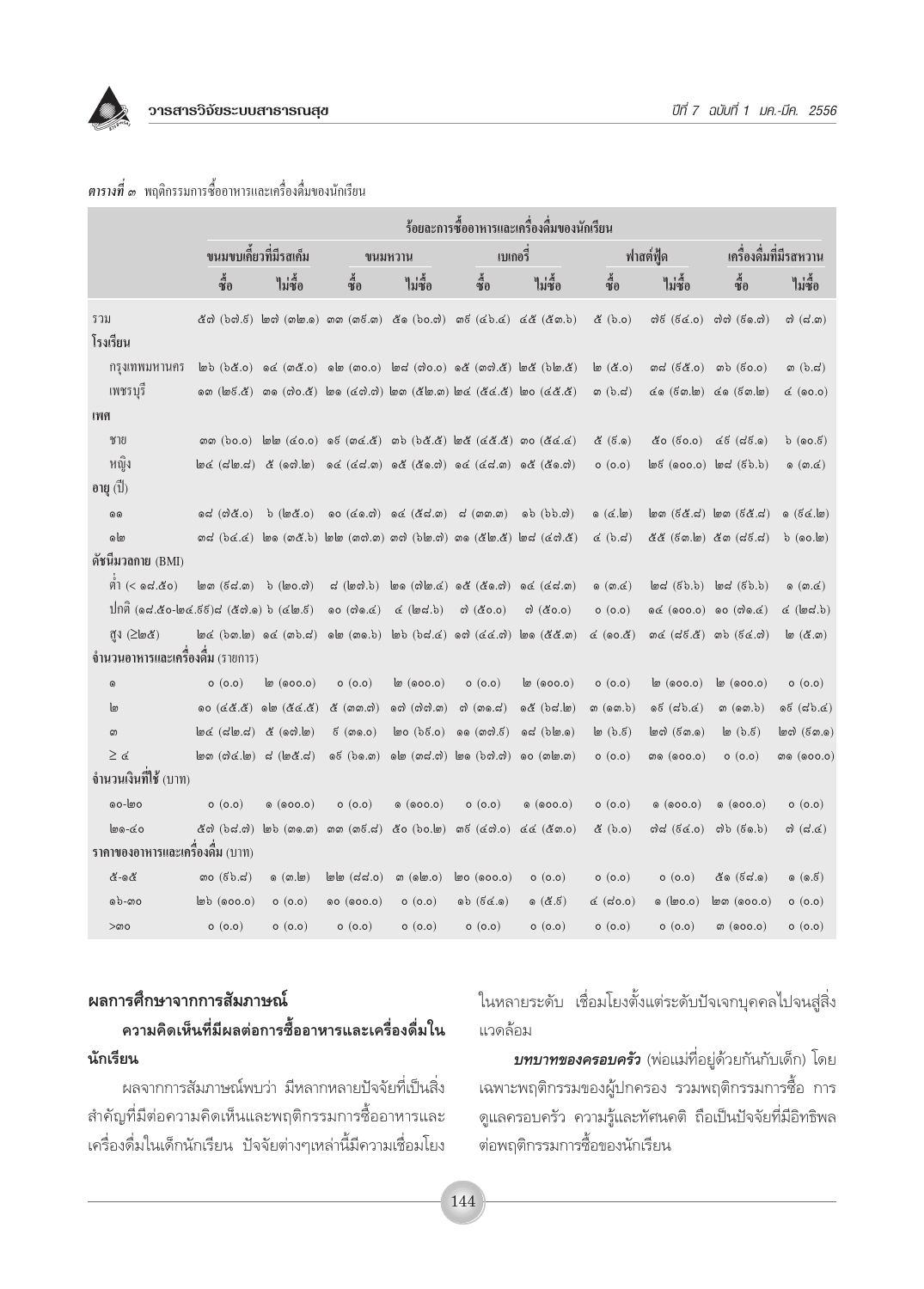***ตารางที่ ๓*** พฤติกรรมการซื้ออาหารและเครื่องดื่มของนักเรียน

| | ร้อยละการซื้ออาหารและเครื่องดื่มของนักเรียน | | | | | | | | | |
|---|---|---|---|---|---|---|---|---|---|---|
| | ขนมขบเคี้ยวที่มีรสเค็ม | | ขนมหวาน | | เบเกอรี่ | | ฟาสต์ฟู้ด | | เครื่องดื่มที่มีรสหวาน | |
| | ซื้อ | ไม่ซื้อ | ซื้อ | ไม่ซื้อ | ซื้อ | ไม่ซื้อ | ซื้อ | ไม่ซื้อ | ซื้อ | ไม่ซื้อ |
| รวม | ๕๗ (๖๗.๙) | ๒๗ (๓๒.๑) | ๓๓ (๓๙.๓) | ๕๑ (๖๐.๗) | ๓๙ (๔๖.๔) | ๔๕ (๕๓.๖) | ๕ (๖.๐) | ๗๙ (๙๔.๐) | ๗๗ (๙๑.๗) | ๗ (๘.๓) |
| **โรงเรียน** | | | | | | | | | | |
| กรุงเทพมหานคร | ๒๖ (๖๕.๐) | ๑๔ (๓๕.๐) | ๑๒ (๓๐.๐) | ๒๘ (๗๐.๐) | ๑๕ (๓๗.๕) | ๒๕ (๖๒.๕) | ๒ (๕.๐) | ๓๘ (๙๕.๐) | ๓๖ (๙๐.๐) | ๓ (๖.๘) |
| เพชรบุรี | ๑๓ (๒๙.๕) | ๓๑ (๗๐.๕) | ๒๑ (๔๗.๗) | ๒๓ (๕๒.๓) | ๒๔ (๕๔.๕) | ๒๐ (๔๕.๕) | ๓ (๖.๘) | ๔๑ (๙๓.๒) | ๔๑ (๙๓.๒) | ๔ (๑๐.๐) |
| **เพศ** | | | | | | | | | | |
| ชาย | ๓๓ (๖๐.๐) | ๒๒ (๔๐.๐) | ๑๙ (๓๔.๕) | ๓๖ (๖๕.๕) | ๒๕ (๔๕.๕) | ๓๐ (๕๔.๔) | ๕ (๙.๑) | ๕๐ (๙๐.๐) | ๔๙ (๘๙.๑) | ๖ (๑๐.๙) |
| หญิง | ๒๔ (๘๒.๘) | ๕ (๑๗.๒) | ๑๔ (๔๘.๓) | ๑๕ (๕๑.๗) | ๑๔ (๔๘.๓) | ๑๕ (๕๑.๗) | ๐ (๐.๐) | ๒๙ (๑๐๐.๐) | ๒๘ (๙๖.๖) | ๑ (๓.๔) |
| **อายุ (ปี)** | | | | | | | | | | |
| ๑๑ | ๑๘ (๗๕.๐) | ๖ (๒๕.๐) | ๑๐ (๔๑.๗) | ๑๔ (๕๘.๓) | ๘ (๓๓.๓) | ๑๖ (๖๖.๗) | ๑ (๔.๒) | ๒๓ (๙๕.๘) | ๒๓ (๙๕.๘) | ๑ (๙๔.๒) |
| ๑๒ | ๓๘ (๖๔.๔) | ๒๑ (๓๕.๖) | ๒๒ (๓๗.๓) | ๓๗ (๖๒.๗) | ๓๑ (๕๒.๕) | ๒๘ (๔๗.๕) | ๔ (๖.๘) | ๕๕ (๙๓.๒) | ๕๓ (๘๙.๘) | ๖ (๑๐.๒) |
| **ดัชนีมวลกาย (BMI)** | | | | | | | | | | |
| ต่ำ (< ๑๘.๕๐) | ๒๓ (๙๘.๓) | ๖ (๒๐.๗) | ๘ (๒๗.๖) | ๒๑ (๗๒.๔) | ๑๕ (๕๑.๗) | ๑๔ (๔๘.๓) | ๑ (๓.๔) | ๒๘ (๙๖.๖) | ๒๘ (๙๖.๖) | ๑ (๓.๔) |
| ปกติ (๑๘.๕๐-๒๔.๙๙) | ๘ (๕๗.๑) | ๖ (๔๒.๙) | ๑๐ (๗๑.๔) | ๔ (๒๘.๖) | ๗ (๕๐.๐) | ๗ (๕๐.๐) | ๐ (๐.๐) | ๑๔ (๑๐๐.๐) | ๑๐ (๗๑.๔) | ๔ (๒๘.๖) |
| สูง (≥๒๕) | ๒๔ (๖๓.๒) | ๑๔ (๓๖.๘) | ๑๒ (๓๑.๖) | ๒๖ (๖๘.๔) | ๑๗ (๔๔.๗) | ๒๑ (๕๕.๓) | ๔ (๑๐.๕) | ๓๔ (๘๙.๕) | ๓๖ (๙๔.๗) | ๒ (๕.๓) |
| **จำนวนอาหารและเครื่องดื่ม (รายการ)** | | | | | | | | | | |
| ๑ | ๐ (๐.๐) | ๒ (๑๐๐.๐) | ๐ (๐.๐) | ๒ (๑๐๐.๐) | ๐ (๐.๐) | ๒ (๑๐๐.๐) | ๐ (๐.๐) | ๒ (๑๐๐.๐) | ๒ (๑๐๐.๐) | ๐ (๐.๐) |
| ๒ | ๑๐ (๔๕.๕) | ๑๒ (๕๔.๕) | ๕ (๓๓.๗) | ๑๗ (๗๗.๓) | ๗ (๓๑.๘) | ๑๕ (๖๘.๒) | ๓ (๑๓.๖) | ๑๙ (๘๖.๔) | ๓ (๑๓.๖) | ๑๙ (๘๖.๔) |
| ๓ | ๒๔ (๘๒.๘) | ๕ (๑๗.๒) | ๙ (๓๑.๐) | ๒๐ (๖๙.๐) | ๑๑ (๓๗.๙) | ๑๘ (๖๒.๑) | ๒ (๖.๙) | ๒๗ (๙๓.๑) | ๒ (๖.๙) | ๒๗ (๙๓.๑) |
| ≥ ๔ | ๒๓ (๗๔.๒) | ๘ (๒๕.๘) | ๑๙ (๖๑.๓) | ๑๒ (๓๘.๗) | ๒๑ (๖๗.๗) | ๑๐ (๓๒.๓) | ๐ (๐.๐) | ๓๑ (๑๐๐.๐) | ๐ (๐.๐) | ๓๑ (๑๐๐.๐) |
| **จำนวนเงินที่ใช้ (บาท)** | | | | | | | | | | |
| ๑๐-๒๐ | ๐ (๐.๐) | ๑ (๑๐๐.๐) | ๐ (๐.๐) | ๑ (๑๐๐.๐) | ๐ (๐.๐) | ๑ (๑๐๐.๐) | ๐ (๐.๐) | ๑ (๑๐๐.๐) | ๑ (๑๐๐.๐) | ๐ (๐.๐) |
| ๒๑-๔๐ | ๕๗ (๖๘.๗) | ๒๖ (๓๑.๓) | ๓๓ (๓๙.๘) | ๕๐ (๖๐.๒) | ๓๙ (๔๗.๐) | ๔๔ (๕๓.๐) | ๕ (๖.๐) | ๗๘ (๙๔.๐) | ๗๖ (๙๑.๖) | ๗ (๘.๔) |
| **ราคาของอาหารและเครื่องดื่ม (บาท)** | | | | | | | | | | |
| ๕-๑๕ | ๓๐ (๙๖.๘) | ๑ (๓.๒) | ๒๒ (๘๘.๐) | ๓ (๑๒.๐) | ๒๐ (๑๐๐.๐) | ๐ (๐.๐) | ๐ (๐.๐) | ๐ (๐.๐) | ๕๑ (๙๘.๑) | ๑ (๑.๙) |
| ๑๖-๓๐ | ๒๖ (๑๐๐.๐) | ๐ (๐.๐) | ๑๐ (๑๐๐.๐) | ๐ (๐.๐) | ๑๖ (๙๔.๑) | ๑ (๕.๙) | ๔ (๘๐.๐) | ๑ (๒๐.๐) | ๒๓ (๑๐๐.๐) | ๐ (๐.๐) |
| >๓๐ | ๐ (๐.๐) | ๐ (๐.๐) | ๐ (๐.๐) | ๐ (๐.๐) | ๐ (๐.๐) | ๐ (๐.๐) | ๐ (๐.๐) | ๐ (๐.๐) | ๓ (๑๐๐.๐) | ๐ (๐.๐) |

## ผลการศึกษาจากการสัมภาษณ์

### ความคิดเห็นที่มีผลต่อการซื้ออาหารและเครื่องดื่มในนักเรียน

ผลจากการสัมภาษณ์พบว่า มีหลากหลายปัจจัยที่เป็นสิ่งสำคัญที่มีต่อความคิดเห็นและพฤติกรรมการซื้ออาหารและเครื่องดื่มในเด็กนักเรียน ปัจจัยต่างๆเหล่านี้มีความเชื่อมโยงในหลายระดับ เชื่อมโยงตั้งแต่ระดับปัจเจกบุคคลไปจนสู่สิ่งแวดล้อม

***บทบาทของครอบครัว*** (พ่อแม่ที่อยู่ด้วยกันกับเด็ก) โดยเฉพาะพฤติกรรมของผู้ปกครอง รวมพฤติกรรมการซื้อ การดูแลครอบครัว ความรู้และทัศนคติ ถือเป็นปัจจัยที่มีอิทธิพลต่อพฤติกรรมการซื้อของนักเรียน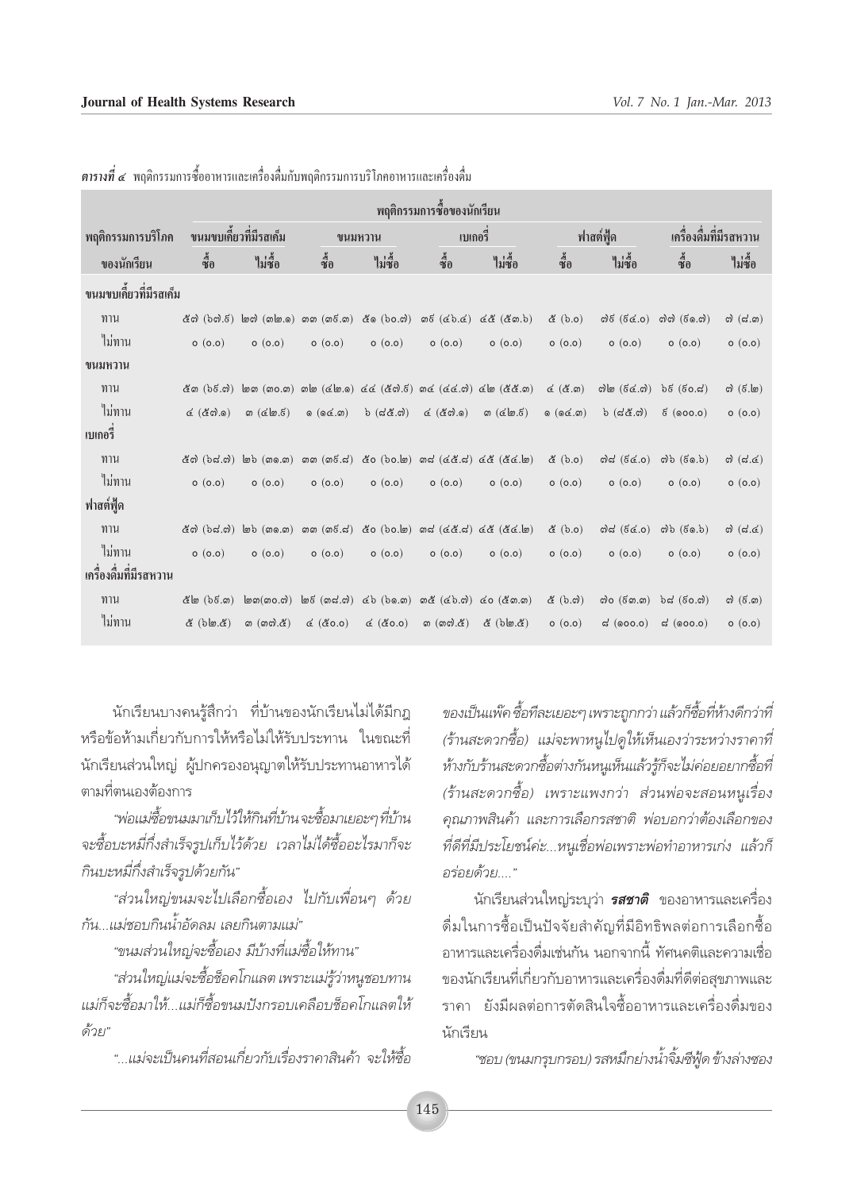***ตารางที่ ๔*** พฤติกรรมการซื้ออาหารและเครื่องดื่มกับพฤติกรรมการบริโภคอาหารและเครื่องดื่ม

| พฤติกรรมการบริโภค | พฤติกรรมการซื้อของนักเรียน | | | | | | | | | |
|---|---|---|---|---|---|---|---|---|---|---|
| | ขนมขบเคี้ยวที่มีรสเค็ม | | ขนมหวาน | | เบเกอรี่ | | ฟาสต์ฟู้ด | | เครื่องดื่มที่มีรสหวาน | |
| ของนักเรียน | ซื้อ | ไม่ซื้อ | ซื้อ | ไม่ซื้อ | ซื้อ | ไม่ซื้อ | ซื้อ | ไม่ซื้อ | ซื้อ | ไม่ซื้อ |
| **ขนมขบเคี้ยวที่มีรสเค็ม** | | | | | | | | | | |
| ทาน | ๕๗ (๖๗.๙) | ๒๗ (๓๒.๑) | ๓๓ (๓๙.๓) | ๕๑ (๖๐.๗) | ๓๙ (๔๖.๔) | ๔๕ (๕๓.๖) | ๕ (๖.๐) | ๗๙ (๙๔.๐) | ๗๗ (๙๑.๗) | ๗ (๘.๓) |
| ไม่ทาน | ๐ (๐.๐) | ๐ (๐.๐) | ๐ (๐.๐) | ๐ (๐.๐) | ๐ (๐.๐) | ๐ (๐.๐) | ๐ (๐.๐) | ๐ (๐.๐) | ๐ (๐.๐) | ๐ (๐.๐) |
| **ขนมหวาน** | | | | | | | | | | |
| ทาน | ๕๓ (๖๙.๗) | ๒๓ (๓๐.๓) | ๓๒ (๔๒.๑) | ๔๔ (๕๗.๙) | ๓๔ (๔๔.๗) | ๔๒ (๕๕.๓) | ๔ (๕.๓) | ๗๒ (๙๔.๗) | ๖๙ (๙๐.๘) | ๗ (๙.๒) |
| ไม่ทาน | ๔ (๕๗.๑) | ๓ (๔๒.๙) | ๑ (๑๔.๓) | ๖ (๘๕.๗) | ๔ (๕๗.๑) | ๓ (๔๒.๙) | ๑ (๑๔.๓) | ๖ (๘๕.๗) | ๙ (๑๐๐.๐) | ๐ (๐.๐) |
| **เบเกอรี่** | | | | | | | | | | |
| ทาน | ๕๗ (๖๘.๗) | ๒๖ (๓๑.๓) | ๓๓ (๓๙.๘) | ๕๐ (๖๐.๒) | ๓๘ (๔๕.๘) | ๔๕ (๕๔.๒) | ๕ (๖.๐) | ๗๘ (๙๔.๐) | ๗๖ (๙๑.๖) | ๗ (๘.๔) |
| ไม่ทาน | ๐ (๐.๐) | ๐ (๐.๐) | ๐ (๐.๐) | ๐ (๐.๐) | ๐ (๐.๐) | ๐ (๐.๐) | ๐ (๐.๐) | ๐ (๐.๐) | ๐ (๐.๐) | ๐ (๐.๐) |
| **ฟาสต์ฟู้ด** | | | | | | | | | | |
| ทาน | ๕๗ (๖๘.๗) | ๒๖ (๓๑.๓) | ๓๓ (๓๙.๘) | ๕๐ (๖๐.๒) | ๓๘ (๔๕.๘) | ๔๕ (๕๔.๒) | ๕ (๖.๐) | ๗๘ (๙๔.๐) | ๗๖ (๙๑.๖) | ๗ (๘.๔) |
| ไม่ทาน | ๐ (๐.๐) | ๐ (๐.๐) | ๐ (๐.๐) | ๐ (๐.๐) | ๐ (๐.๐) | ๐ (๐.๐) | ๐ (๐.๐) | ๐ (๐.๐) | ๐ (๐.๐) | ๐ (๐.๐) |
| **เครื่องดื่มที่มีรสหวาน** | | | | | | | | | | |
| ทาน | ๕๒ (๖๙.๓) | ๒๓(๓๐.๗) | ๒๙ (๓๘.๗) | ๔๖ (๖๑.๓) | ๓๕ (๔๖.๗) | ๔๐ (๕๓.๓) | ๕ (๖.๗) | ๗๐ (๙๓.๓) | ๖๘ (๙๐.๗) | ๗ (๙.๓) |
| ไม่ทาน | ๕ (๖๒.๕) | ๓ (๓๗.๕) | ๔ (๕๐.๐) | ๔ (๕๐.๐) | ๓ (๓๗.๕) | ๕ (๖๒.๕) | ๐ (๐.๐) | ๘ (๑๐๐.๐) | ๘ (๑๐๐.๐) | ๐ (๐.๐) |

นักเรียนบางคนรู้สึกว่า ที่บ้านของนักเรียนไม่ได้มีกฎหรือข้อห้ามเกี่ยวกับการให้หรือไม่ให้รับประทาน ในขณะที่นักเรียนส่วนใหญ่ ผู้ปกครองอนุญาตให้รับประทานอาหารได้ตามที่ตนเองต้องการ

*"พ่อแม่ซื้อขนมมาเก็บไว้ให้กินที่บ้านจะซื้อมาเยอะๆที่บ้านจะซื้อบะหมี่กึ่งสำเร็จรูปเก็บไว้ด้วย เวลาไม่ได้ซื้ออะไรมาก็จะกินบะหมี่กึ่งสำเร็จรูปด้วยกัน"*

*"ส่วนใหญ่ขนมจะไปเลือกซื้อเอง ไปกับเพื่อนๆ ด้วยกัน...แม่ชอบกินน้ำอัดลม เลยกินตามแม่"*

*"ขนมส่วนใหญ่จะซื้อเอง มีบ้างที่แม่ซื้อให้ทาน"*

*"ส่วนใหญ่แม่จะซื้อช็อคโกแลต เพราะแม่รู้ว่าหนูชอบทาน แม่ก็จะซื้อมาให้...แม่ก็ซื้อขนมปังกรอบเคลือบช็อคโกแลตให้ด้วย"*

*"...แม่จะเป็นคนที่สอนเกี่ยวกับเรื่องราคาสินค้า จะให้ซื้อของเป็นแพ็ค ซื้อทีละเยอะๆ เพราะถูกกว่า แล้วก็ซื้อที่ห้างดีกว่าที่ (ร้านสะดวกซื้อ) แม่จะพาหนูไปดูให้เห็นเองว่าระหว่างราคาที่ห้างกับร้านสะดวกซื้อต่างกันหนูเห็นแล้วรู้ก็จะไม่ค่อยอยากซื้อที่ (ร้านสะดวกซื้อ) เพราะแพงกว่า ส่วนพ่อจะสอนหนูเรื่องคุณภาพสินค้า และการเลือกรสชาติ พ่อบอกว่าต้องเลือกของที่ดีที่มีประโยชน์ค่ะ...หนูเชื่อพ่อเพราะพ่อทำอาหารเก่ง แล้วก็อร่อยด้วย...."*

นักเรียนส่วนใหญ่ระบุว่า ***รสชาติ*** ของอาหารและเครื่องดื่มในการซื้อเป็นปัจจัยสำคัญที่มีอิทธิพลต่อการเลือกซื้ออาหารและเครื่องดื่มเช่นกัน นอกจากนี้ ทัศนคติและความเชื่อของนักเรียนที่เกี่ยวกับอาหารและเครื่องดื่มที่ดีต่อสุขภาพและราคา ยังมีผลต่อการตัดสินใจซื้ออาหารและเครื่องดื่มของนักเรียน

*"ชอบ (ขนมกรุบกรอบ) รสหมึกย่างน้ำจิ้มซีฟู้ด ข้างล่างซอง*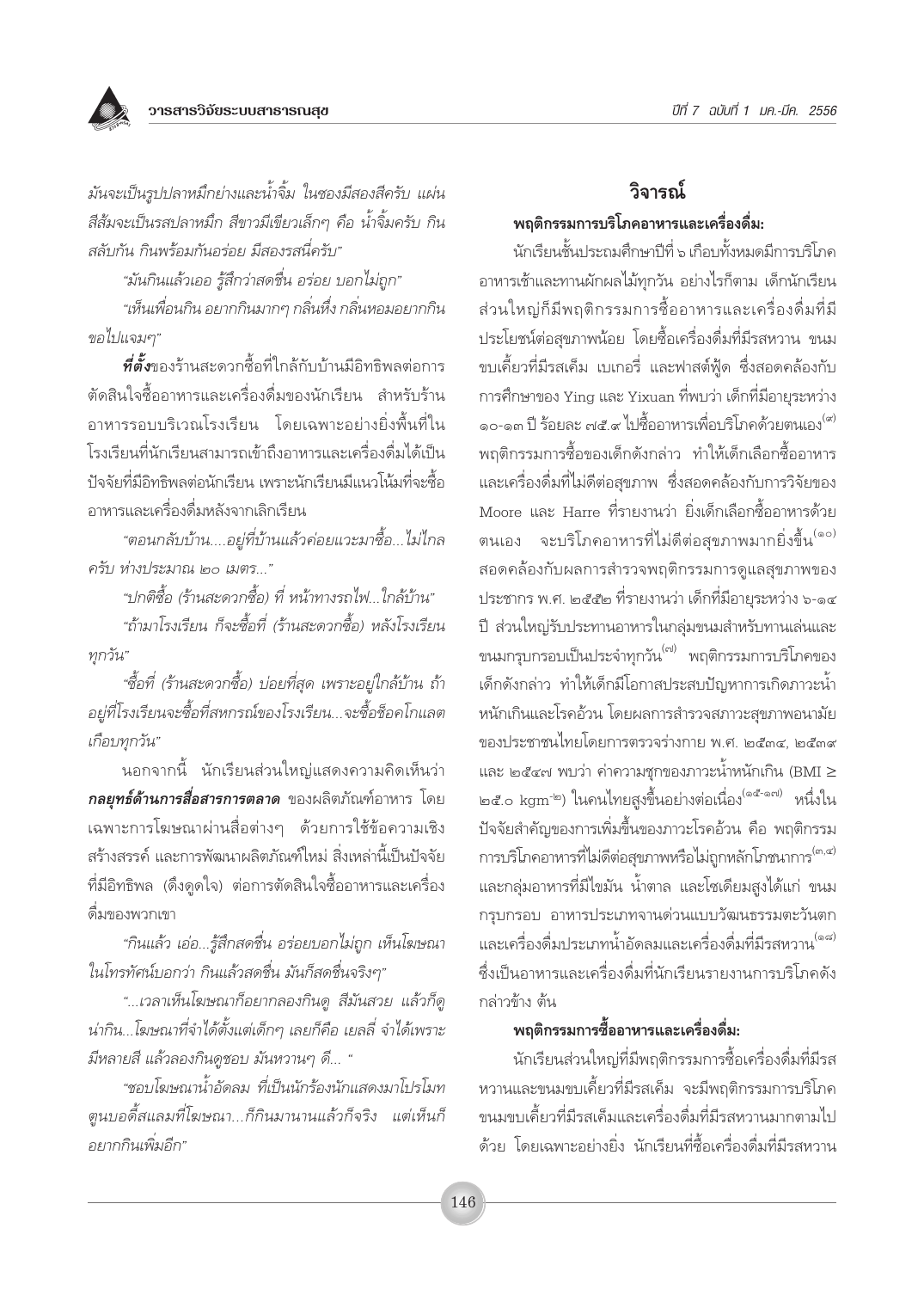*มันจะเป็นรูปปลาหมึกอย่างและน้ำจิ้ม ในซองมีสองสีครับ แผ่นสีส้มจะเป็นรสปลาหมึก สีขาวมีเขียวเล็กๆ คือ น้ำจิ้มครับ กินสลับกัน กินพร้อมกันอร่อย มีสองรสนี่ครับ"*

*"มันกินแล้วเออ รู้สึกว่าสดชื่น อร่อย บอกไม่ถูก"*

*"เห็นเพื่อนกิน อยากกินมากๆ กลิ่นทิ่ง กลิ่นหอมอยากกินขอไปแจมๆ"*

***ที่ตั้ง***ของร้านสะดวกซื้อที่ใกล้กับบ้านมีอิทธิพลต่อการตัดสินใจซื้ออาหารและเครื่องดื่มของนักเรียน สำหรับร้านอาหารรอบบริเวณโรงเรียน โดยเฉพาะอย่างยิ่งพื้นที่ในโรงเรียนที่นักเรียนสามารถเข้าถึงอาหารและเครื่องดื่มได้เป็นปัจจัยที่มีอิทธิพลต่อนักเรียน เพราะนักเรียนมีแนวโน้มที่จะซื้ออาหารและเครื่องดื่มหลังจากเลิกเรียน

*"ตอนกลับบ้าน....อยู่ที่บ้านแล้วค่อยแวะมาซื้อ...ไม่ไกลครับ ห่างประมาณ ๒๐ เมตร..."*

*"ปกติซื้อ (ร้านสะดวกซื้อ) ที่ หน้าทางรถไฟ...ใกล้บ้าน"*

*"ถ้ามาโรงเรียน ก็จะซื้อที่ (ร้านสะดวกซื้อ) หลังโรงเรียนทุกวัน"*

*"ซื้อที่ (ร้านสะดวกซื้อ) บ่อยที่สุด เพราะอยู่ใกล้บ้าน ถ้าอยู่ที่โรงเรียนจะซื้อที่สหกรณ์ของโรงเรียน...จะซื้อช็อคโกแลตเกือบทุกวัน"*

นอกจากนี้ นักเรียนส่วนใหญ่แสดงความคิดเห็นว่า ***กลยุทธ์ด้านการสื่อสารการตลาด*** ของผลิตภัณฑ์อาหาร โดยเฉพาะการโฆษณาผ่านสื่อต่างๆ ด้วยการใช้ข้อความเชิงสร้างสรรค์ และการพัฒนาผลิตภัณฑ์ใหม่ สิ่งเหล่านี้เป็นปัจจัยที่มีอิทธิพล (ดึงดูดใจ) ต่อการตัดสินใจซื้ออาหารและเครื่องดื่มของพวกเขา

*"กินแล้ว เอ่อ...รู้สึกสดชื่น อร่อยบอกไม่ถูก เห็นโฆษณาในโทรทัศน์บอกว่า กินแล้วสดชื่น มันก็สดชื่นจริงๆ"*

*"...เวลาเห็นโฆษณาก็อยากลองกินดู สีมันสวย แล้วก็ดูน่ากิน...โฆษณาที่จำได้ตั้งแต่เด็กๆ เลยก็คือ เยลลี่ จำได้เพราะมีหลายสี แล้วลองกินดูชอบ มันหวานๆ ดี... "*

*"ชอบโฆษณาน้ำอัดลม ที่เป็นนักร้องนักแสดงมาโปรโมทตูนบอดี้สแลมที่โฆษณา...ก็กินมานานแล้วก็จริง แต่เห็นก็อยากกินเพิ่มอีก"*

## วิจารณ์

### พฤติกรรมการบริโภคอาหารและเครื่องดื่ม:

นักเรียนชั้นประถมศึกษาปีที่ ๖ เกือบทั้งหมดมีการบริโภคอาหารเช้าและทานผักผลไม้ทุกวัน อย่างไรก็ตาม เด็กนักเรียนส่วนใหญ่ก็มีพฤติกรรมการซื้ออาหารและเครื่องดื่มที่มีประโยชน์ต่อสุขภาพน้อย โดยซื้อเครื่องดื่มที่มีรสหวาน ขนมขบเคี้ยวที่มีรสเค็ม เบเกอรี่ และฟาสต์ฟู้ด ซึ่งสอดคล้องกับการศึกษาของ Ying และ Yixuan ที่พบว่า เด็กที่มีอายุระหว่าง ๑๐-๑๓ ปี ร้อยละ ๗๕.๙ ไปซื้ออาหารเพื่อบริโภคด้วยตนเอง[๙] พฤติกรรมการซื้อของเด็กดังกล่าว ทำให้เด็กเลือกซื้ออาหารและเครื่องดื่มที่ไม่ดีต่อสุขภาพ ซึ่งสอดคล้องกับการวิจัยของ Moore และ Harre ที่รายงานว่า ยิ่งเด็กเลือกซื้ออาหารด้วยตนเอง จะบริโภคอาหารที่ไม่ดีต่อสุขภาพมากยิ่งขึ้น[๑๐] สอดคล้องกับผลการสำรวจพฤติกรรมการดูแลสุขภาพของประชากร พ.ศ. ๒๕๕๒ ที่รายงานว่า เด็กที่มีอายุระหว่าง ๖-๑๔ ปี ส่วนใหญ่รับประทานอาหารในกลุ่มขนมสำหรับทานเล่นและขนมกรุบกรอบเป็นประจำทุกวัน[๗] พฤติกรรมการบริโภคของเด็กดังกล่าว ทำให้เด็กมีโอกาสประสบปัญหาการเกิดภาวะน้ำหนักเกินและโรคอ้วน โดยผลการสำรวจสภาวะสุขภาพอนามัยของประชาชนไทยโดยการตรวจร่างกาย พ.ศ. ๒๕๓๔, ๒๕๓๙ และ ๒๕๔๗ พบว่า ค่าความชุกของภาวะน้ำหนักเกิน (BMI $\geq$ ๒๕.๐ $kgm^{-2}$) ในคนไทยสูงขึ้นอย่างต่อเนื่อง[๑๕-๑๗] หนึ่งในปัจจัยสำคัญของการเพิ่มขึ้นของภาวะโรคอ้วน คือ พฤติกรรมการบริโภคอาหารที่ไม่ดีต่อสุขภาพหรือไม่ถูกหลักโภชนาการ[๓,๔] และกลุ่มอาหารที่มีไขมัน น้ำตาล และโซเดียมสูงได้แก่ ขนมกรุบกรอบ อาหารประเภทจานด่วนแบบวัฒนธรรมตะวันตก และเครื่องดื่มประเภทน้ำอัดลมและเครื่องดื่มที่มีรสหวาน[๑๘] ซึ่งเป็นอาหารและเครื่องดื่มที่นักเรียนรายงานการบริโภคดังกล่าวข้าง ต้น

### พฤติกรรมการซื้ออาหารและเครื่องดื่ม:

นักเรียนส่วนใหญ่ที่มีพฤติกรรมการซื้อเครื่องดื่มที่มีรสหวานและขนมขบเคี้ยวที่มีรสเค็ม จะมีพฤติกรรมการบริโภคขนมขบเคี้ยวที่มีรสเค็มและเครื่องดื่มที่มีรสหวานมากตามไปด้วย โดยเฉพาะอย่างยิ่ง นักเรียนที่ซื้อเครื่องดื่มที่มีรสหวาน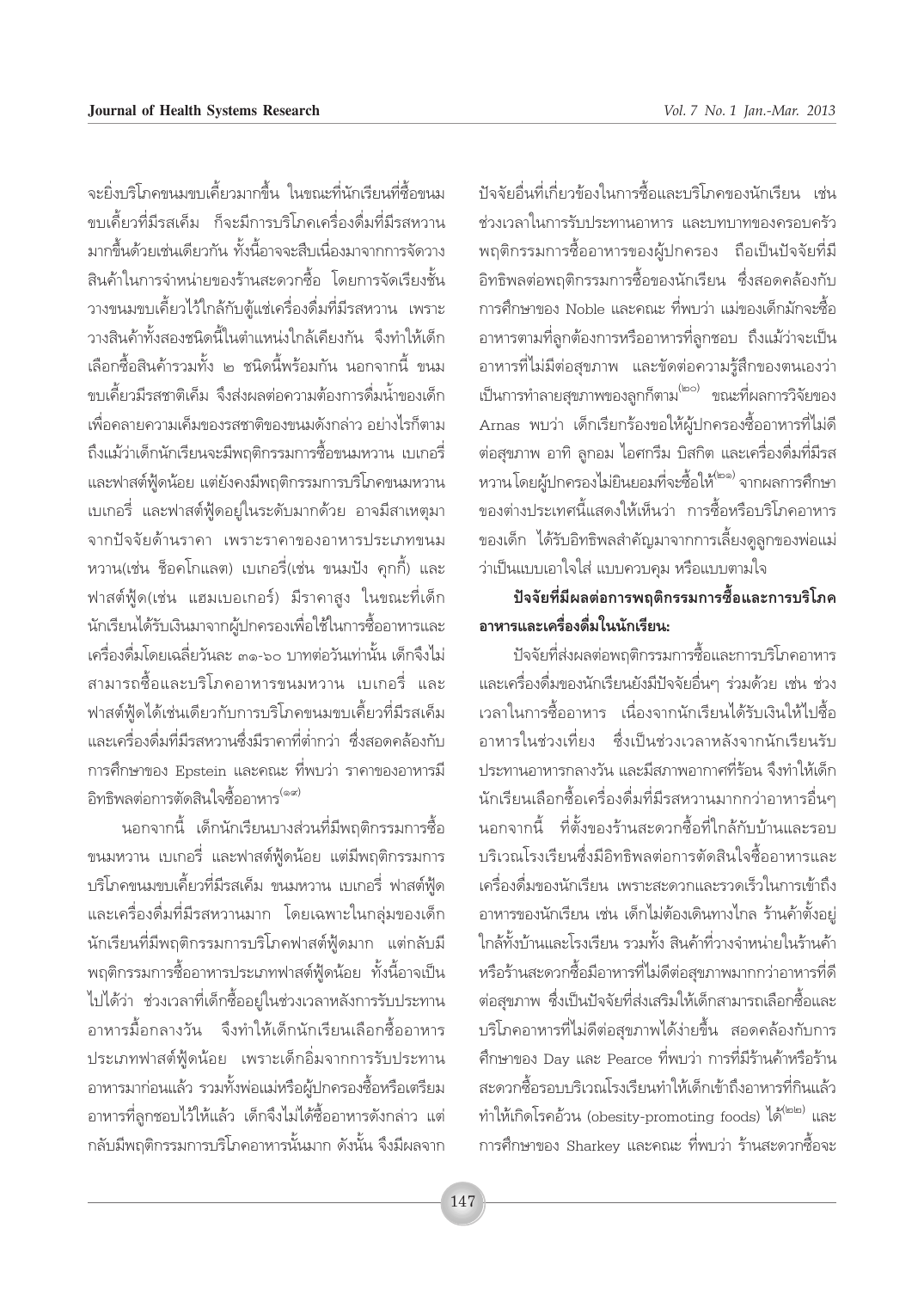จะยิ่งบริโภคขนมขบเคี้ยวมากขึ้น ในขณะที่นักเรียนที่ซื้อขนมขบเคี้ยวที่มีรสเค็ม ก็จะมีการบริโภคเครื่องดื่มที่มีรสหวานมากขึ้นด้วยเช่นเดียวกัน ทั้งนี้อาจจะสืบเนื่องมาจากการจัดวางสินค้าในการจำหน่ายของร้านสะดวกซื้อ โดยการจัดเรียงชั้นวางขนมขบเคี้ยวไว้ใกล้กับตู้แช่เครื่องดื่มที่มีรสหวาน เพราะวางสินค้าทั้งสองชนิดนี้ในตำแหน่งใกล้เคียงกัน จึงทำให้เด็กเลือกซื้อสินค้ารวมทั้ง ๒ ชนิดนี้พร้อมกัน นอกจากนี้ ขนมขบเคี้ยวมีรสชาติเค็ม จึงส่งผลต่อความต้องการดื่มน้ำของเด็กเพื่อคลายความเค็มของรสชาติของขนมดังกล่าว อย่างไรก็ตาม ถึงแม้ว่าเด็กนักเรียนจะมีพฤติกรรมการซื้อขนมหวาน เบเกอรี่ และฟาสต์ฟู้ดน้อย แต่ยังคงมีพฤติกรรมการบริโภคขนมหวาน เบเกอรี่ และฟาสต์ฟู้ดอยู่ในระดับมากด้วย อาจมีสาเหตุมาจากปัจจัยด้านราคา เพราะราคาของอาหารประเภทขนมหวาน(เช่น ช็อคโกแลต) เบเกอรี่(เช่น ขนมปัง คุกกี้) และฟาสต์ฟู้ด(เช่น แฮมเบอเกอร์) มีราคาสูง ในขณะที่เด็กนักเรียนได้รับเงินมาจากผู้ปกครองเพื่อใช้ในการซื้ออาหารและเครื่องดื่มโดยเฉลี่ยวันละ ๓๑-๖๐ บาทต่อวันเท่านั้น เด็กจึงไม่สามารถซื้อและบริโภคอาหารขนมหวาน เบเกอรี่ และฟาสต์ฟู้ดได้เช่นเดียวกับการบริโภคขนมขบเคี้ยวที่มีรสเค็มและเครื่องดื่มที่มีรสหวานซึ่งมีราคาที่ต่ำกว่า ซึ่งสอดคล้องกับการศึกษาของ Epstein และคณะ ที่พบว่า ราคาของอาหารมีอิทธิพลต่อการตัดสินใจซื้ออาหาร[๑๙]

นอกจากนี้ เด็กนักเรียนบางส่วนที่มีพฤติกรรมการซื้อขนมหวาน เบเกอรี่ และฟาสต์ฟู้ดน้อย แต่มีพฤติกรรมการบริโภคขนมขบเคี้ยวที่มีรสเค็ม ขนมหวาน เบเกอรี่ ฟาสต์ฟู้ด และเครื่องดื่มที่มีรสหวานมาก โดยเฉพาะในกลุ่มของเด็กนักเรียนที่มีพฤติกรรมการบริโภคฟาสต์ฟู้ดมาก แต่กลับมีพฤติกรรมการซื้ออาหารประเภทฟาสต์ฟู้ดน้อย ทั้งนี้อาจเป็นไปได้ว่า ช่วงเวลาที่เด็กซื้ออยู่ในช่วงเวลาหลังการรับประทานอาหารมื้อกลางวัน จึงทำให้เด็กนักเรียนเลือกซื้ออาหารประเภทฟาสต์ฟู้ดน้อย เพราะเด็กอิ่มจากการรับประทานอาหารมาก่อนแล้ว รวมทั้งพ่อแม่หรือผู้ปกครองซื้อหรือเตรียมอาหารที่ลูกชอบไว้ให้แล้ว เด็กจึงไม่ได้ซื้ออาหารดังกล่าว แต่กลับมีพฤติกรรมการบริโภคอาหารนั้นมาก ดังนั้น จึงมีผลจากปัจจัยอื่นที่เกี่ยวข้องในการซื้อและบริโภคของนักเรียน เช่น ช่วงเวลาในการรับประทานอาหาร และบทบาทของครอบครัว พฤติกรรมการซื้ออาหารของผู้ปกครอง ถือเป็นปัจจัยที่มีอิทธิพลต่อพฤติกรรมการซื้อของนักเรียน ซึ่งสอดคล้องกับการศึกษาของ Noble และคณะ ที่พบว่า แม่ของเด็กมักจะซื้ออาหารตามที่ลูกต้องการหรืออาหารที่ลูกชอบ ถึงแม้ว่าจะเป็นอาหารที่ไม่มีต่อสุขภาพ และขัดต่อความรู้สึกของตนเองว่าเป็นการทำลายสุขภาพของลูกก็ตาม[๒๐] ขณะที่ผลการวิจัยของ Arnas พบว่า เด็กเรียกร้องขอให้ผู้ปกครองซื้ออาหารที่ไม่ดีต่อสุขภาพ อาทิ ลูกอม ไอศกรีม บิสกิต และเครื่องดื่มที่มีรสหวาน โดยผู้ปกครองไม่เต็มใจยินยอมที่จะซื้อให้[๒๑] จากผลการศึกษาของต่างประเทศนี้แสดงให้เห็นว่า การซื้อหรือบริโภคอาหารของเด็ก ได้รับอิทธิพลสำคัญมาจากการเลี้ยงดูลูกของพ่อแม่ว่าเป็นแบบเอาใจใส่ แบบควบคุม หรือแบบตามใจ

**ปัจจัยที่มีผลต่อการพฤติกรรมการซื้อและการบริโภคอาหารและเครื่องดื่มในนักเรียน:**

ปัจจัยที่ส่งผลต่อพฤติกรรมการซื้อและการบริโภคอาหารและเครื่องดื่มของนักเรียนยังมีปัจจัยอื่นๆ ร่วมด้วย เช่น ช่วงเวลาในการซื้ออาหาร เนื่องจากนักเรียนได้รับเงินให้ไปซื้ออาหารในช่วงเที่ยง ซึ่งเป็นช่วงเวลาหลังจากนักเรียนรับประทานอาหารกลางวัน และมีสภาพอากาศที่ร้อน จึงทำให้เด็กนักเรียนเลือกซื้อเครื่องดื่มที่มีรสหวานมากกว่าอาหารอื่นๆ นอกจากนี้ ที่ตั้งของร้านสะดวกซื้อที่ใกล้กับบ้านและรอบบริเวณโรงเรียนซึ่งมีอิทธิพลต่อการตัดสินใจซื้ออาหารและเครื่องดื่มของนักเรียน เพราะสะดวกและรวดเร็วในการเข้าถึงอาหารของนักเรียน เช่น เด็กไม่ต้องเดินทางไกล ร้านค้าตั้งอยู่ใกล้ทั้งบ้านและโรงเรียน รวมทั้ง สินค้าที่วางจำหน่ายในร้านค้าหรือร้านสะดวกซื้อมีอาหารที่ไม่ดีต่อสุขภาพมากกว่าอาหารที่ดีต่อสุขภาพ ซึ่งเป็นปัจจัยที่ส่งเสริมให้เด็กสามารถเลือกซื้อและบริโภคอาหารที่ไม่ดีต่อสุขภาพได้ง่ายขึ้น สอดคล้องกับการศึกษาของ Day และ Pearce ที่พบว่า การที่มีร้านค้าหรือร้านสะดวกซื้อรอบบริเวณโรงเรียนทำให้เด็กเข้าถึงอาหารที่กินแล้วทำให้เกิดโรคอ้วน (obesity-promoting foods) ได้[๒๒] และการศึกษาของ Sharkey และคณะ ที่พบว่า ร้านสะดวกซื้อจะ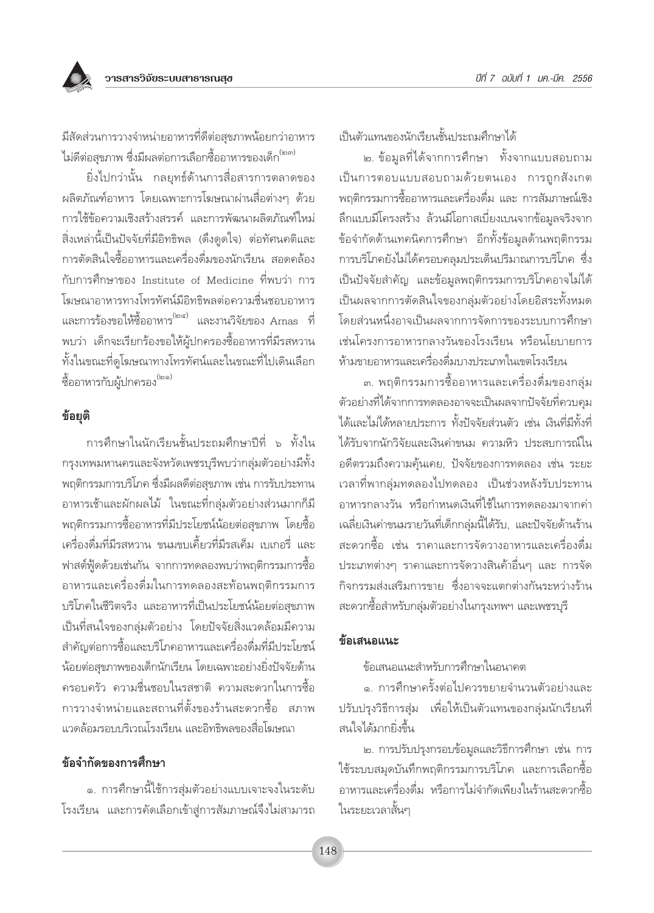มีสัดส่วนการวางจำหน่ายอาหารที่ดีต่อสุขภาพน้อยกว่าอาหารไม่ดีต่อสุขภาพ ซึ่งมีผลต่อการเลือกซื้ออาหารของเด็ก[๒๓]

ยิ่งไปกว่านั้น กลยุทธ์ด้านการสื่อสารการตลาดของผลิตภัณฑ์อาหาร โดยเฉพาะการโฆษณาผ่านสื่อต่างๆ ด้วยการใช้ข้อความเชิงสร้างสรรค์ และการพัฒนาผลิตภัณฑ์ใหม่ สิ่งเหล่านี้เป็นปัจจัยที่มีอิทธิพล (ดึงดูดใจ) ต่อทัศนคติและการตัดสินใจซื้ออาหารและเครื่องดื่มของนักเรียน สอดคล้องกับการศึกษาของ Institute of Medicine ที่พบว่า การโฆษณาอาหารทางโทรทัศน์มีอิทธิพลต่อความชื่นชอบอาหารและการร้องขอให้ซื้ออาหาร[๒๔] และงานวิจัยของ Arnas ที่พบว่า เด็กจะเรียกร้องขอให้ผู้ปกครองซื้ออาหารที่มีรสหวานทั้งในขณะที่ดูโฆษณาทางโทรทัศน์และในขณะที่ไปเดินเลือกซื้ออาหารกับผู้ปกครอง[๒๑]

## ข้อยุติ

การศึกษาในนักเรียนชั้นประถมศึกษาปีที่ ๖ ทั้งในกรุงเทพมหานครและจังหวัดเพชรบุรีพบว่ากลุ่มตัวอย่างมีทั้งพฤติกรรมการบริโภค ซึ่งมีผลดีต่อสุขภาพ เช่น การรับประทานอาหารเช้าและผักผลไม้ ในขณะที่กลุ่มตัวอย่างส่วนมากก็มีพฤติกรรมการซื้ออาหารที่มีประโยชน์น้อยต่อสุขภาพ โดยซื้อเครื่องดื่มที่มีรสหวาน ขนมขบเคี้ยวที่มีรสเค็ม เบเกอรี่ และฟาสต์ฟู้ดด้วยเช่นกัน จากการทดลองพบว่าพฤติกรรมการซื้ออาหารและเครื่องดื่มในการทดลองสะท้อนพฤติกรรมการบริโภคในชีวิตจริง และอาหารที่เป็นประโยชน์น้อยต่อสุขภาพเป็นที่สนใจของกลุ่มตัวอย่าง โดยปัจจัยสิ่งแวดล้อมมีความสำคัญต่อการซื้อและบริโภคอาหารและเครื่องดื่มที่มีประโยชน์น้อยต่อสุขภาพของเด็กนักเรียน โดยเฉพาะอย่างยิ่งปัจจัยด้านครอบครัว ความชื่นชอบในรสชาติ ความสะดวกในการซื้อ การวางจำหน่ายและสถานที่ตั้งของร้านสะดวกซื้อ สภาพแวดล้อมรอบบริเวณโรงเรียน และอิทธิพลของสื่อโฆษณา

## ข้อจำกัดของการศึกษา

๑. การศึกษานี้ใช้การสุ่มตัวอย่างแบบเจาะจงในระดับโรงเรียน และการคัดเลือกเข้าสู่การสัมภาษณ์จึงไม่สามารถเป็นตัวแทนของนักเรียนชั้นประถมศึกษาได้

๒. ข้อมูลที่ได้จากการศึกษา ทั้งจากแบบสอบถามเป็นการตอบแบบสอบถามด้วยตนเอง การถูกสังเกตพฤติกรรมการซื้ออาหารและเครื่องดื่ม และ การสัมภาษณ์เชิงลึกแบบมีโครงสร้าง ล้วนมีโอกาสเบี่ยงเบนจากข้อมูลจริงจากข้อจำกัดด้านเทคนิคการศึกษา อีกทั้งข้อมูลด้านพฤติกรรมการบริโภคยังไม่ได้ครอบคลุมประเด็นปริมาณการบริโภค ซึ่งเป็นปัจจัยสำคัญ และข้อมูลพฤติกรรมการบริโภคอาจไม่ได้เป็นผลจากการตัดสินใจของกลุ่มตัวอย่างโดยอิสระทั้งหมด โดยส่วนหนึ่งอาจเป็นผลจากการจัดการของระบบการศึกษา เช่นโครงการอาหารกลางวันของโรงเรียน หรือนโยบายการห้ามขายอาหารและเครื่องดื่มบางประเภทในเขตโรงเรียน

๓. พฤติกรรมการซื้ออาหารและเครื่องดื่มของกลุ่มตัวอย่างที่ได้จากการทดลองอาจจะเป็นผลจากปัจจัยที่ควบคุมได้และไม่ได้หลายประการ ทั้งปัจจัยส่วนตัว เช่น เงินที่มีทั้งที่ได้รับจากนักวิจัยและเงินค่าขนม ความหิว ประสบการณ์ในอดีตรวมถึงความคุ้นเคย, ปัจจัยของการทดลอง เช่น ระยะเวลาที่พากลุ่มทดลองไปทดลอง เป็นช่วงหลังรับประทานอาหารกลางวัน หรือกำหนดเงินที่ใช้ในการทดลองมาจากค่าเฉลี่ยเงินค่าขนมรายวันที่เด็กกลุ่มนี้ได้รับ, และปัจจัยด้านร้านสะดวกซื้อ เช่น ราคาและการจัดวางอาหารและเครื่องดื่มประเภทต่างๆ ราคาและการจัดวางสินค้าอื่นๆ และ การจัดกิจกรรมส่งเสริมการขาย ซึ่งอาจจะแตกต่างกันระหว่างร้านสะดวกซื้อสำหรับกลุ่มตัวอย่างในกรุงเทพฯ และเพชรบุรี

## ข้อเสนอแนะ

ข้อเสนอแนะสำหรับการศึกษาในอนาคต

๑. การศึกษาครั้งต่อไปควรขยายจำนวนตัวอย่างและปรับปรุงวิธีการสุ่ม เพื่อให้เป็นตัวแทนของกลุ่มนักเรียนที่สนใจได้มากยิ่งขึ้น

๒. การปรับปรุงกรอบข้อมูลและวิธีการศึกษา เช่น การใช้ระบบสมุดบันทึกพฤติกรรมการบริโภค และการเลือกซื้ออาหารและเครื่องดื่ม หรือการไม่จำกัดเพียงในร้านสะดวกซื้อในระยะเวลาสั้นๆ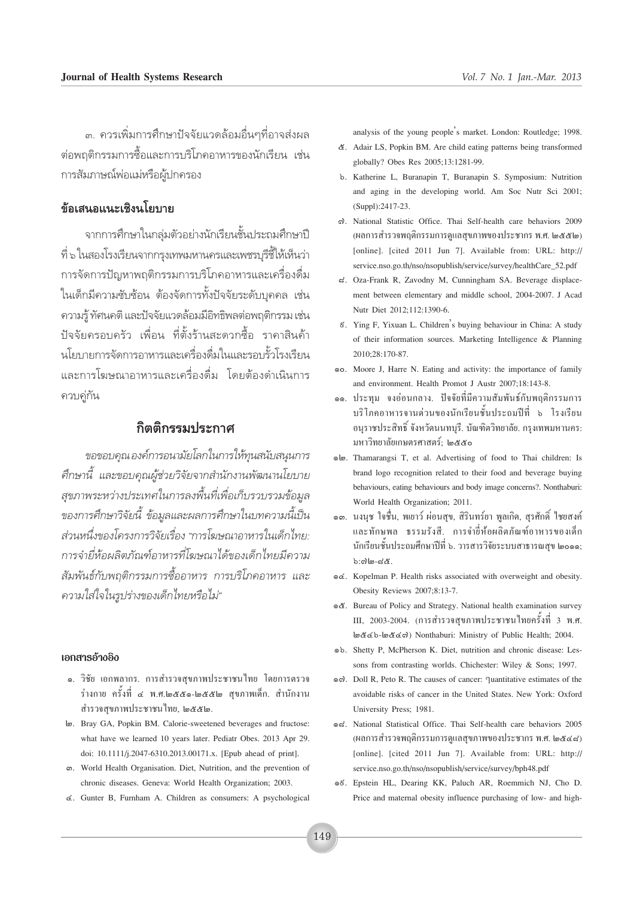๓. ควรเพิ่มการศึกษาปัจจัยแวดล้อมอื่นๆที่อาจส่งผลต่อพฤติกรรมการซื้อและการบริโภคอาหารของนักเรียน เช่น การสัมภาษณ์พ่อแม่หรือผู้ปกครอง

## ข้อเสนอแนะเชิงนโยบาย

จากการศึกษาในกลุ่มตัวอย่างนักเรียนชั้นประถมศึกษาปีที่ ๖ ในสองโรงเรียนจากกรุงเทพมหานครและเพชรบุรีชี้ให้เห็นว่า การจัดการปัญหาพฤติกรรมการบริโภคอาหารและเครื่องดื่มในเด็กมีความซับซ้อน ต้องจัดการทั้งปัจจัยระดับบุคคล เช่น ความรู้ ทัศนคติ และปัจจัยแวดล้อมมีอิทธิพลต่อพฤติกรรม เช่น ปัจจัยครอบครัว เพื่อน ที่ตั้งร้านสะดวกซื้อ ราคาสินค้า นโยบายการจัดการอาหารและเครื่องดื่มในและรอบรั้วโรงเรียน และการโฆษณาอาหารและเครื่องดื่ม โดยต้องดำเนินการควบคู่กัน

## กิตติกรรมประกาศ

*ขอขอบคุณองค์การอนามัยโลกในการให้ทุนสนับสนุนการศึกษานี้ และขอบคุณผู้ช่วยวิจัยจากสำนักงานพัฒนานโยบายสุขภาพระหว่างประเทศในการลงพื้นที่เพื่อเก็บรวบรวมข้อมูลของการศึกษาวิจัยนี้ ข้อมูลและผลการศึกษาในบทความนี้เป็นส่วนหนึ่งของโครงการวิจัยเรื่อง "การโฆษณาอาหารในเด็กไทย: การจำยี่ห้อผลิตภัณฑ์อาหารที่โฆษณาได้ของเด็กไทยมีความสัมพันธ์กับพฤติกรรมการซื้ออาหาร การบริโภคอาหาร และความใส่ใจในรูปร่างของเด็กไทยหรือไม่"*

### เอกสารอ้างอิง

๑. วิชัย เอกพลากร. การสำรวจสุขภาพประชาชนไทย โดยการตรวจร่างกาย ครั้งที่ ๔ พ.ศ.๒๕๕๑-๒๕๕๒ สุขภาพเด็ก. สำนักงานสำรวจสุขภาพประชาชนไทย, ๒๕๕๒.

๒. Bray GA, Popkin BM. Calorie-sweetened beverages and fructose: what have we learned 10 years later. Pediatr Obes. 2013 Apr 29. doi: 10.1111/j.2047-6310.2013.00171.x. [Epub ahead of print].

๓. World Health Organisation. Diet, Nutrition, and the prevention of chronic diseases. Geneva: World Health Organization; 2003.

๔. Gunter B, Furnham A. Children as consumers: A psychological analysis of the young people's market. London: Routledge; 1998.

๕. Adair LS, Popkin BM. Are child eating patterns being transformed globally? Obes Res 2005;13:1281-99.

๖. Katherine L, Buranapin T, Buranapin S. Symposium: Nutrition and aging in the developing world. Am Soc Nutr Sci 2001; (Suppl):2417-23.

๗. National Statistic Office. Thai Self-health care behaviors 2009 (ผลการสำรวจพฤติกรรมการดูแลสุขภาพของประชากร พ.ศ. ๒๕๕๒) [online]. [cited 2011 Jun 7]. Available from: URL: http://service.nso.go.th/nso/nsopublish/service/survey/healthCare_52.pdf

๘. Oza-Frank R, Zavodny M, Cunningham SA. Beverage displacement between elementary and middle school, 2004-2007. J Acad Nutr Diet 2012;112:1390-6.

๙. Ying F, Yixuan L. Children's buying behaviour in China: A study of their information sources. Marketing Intelligence & Planning 2010;28:170-87.

๑๐. Moore J, Harre N. Eating and activity: the importance of family and environment. Health Promot J Austr 2007;18:143-8.

๑๑. ประทุม จงอ่อนกลาง. ปัจจัยที่มีความสัมพันธ์กับพฤติกรรมการบริโภคอาหารจานด่วนของนักเรียนชั้นประถมปีที่ ๖ โรงเรียนอนุราชประสิทธิ์ จังหวัดนนทบุรี. บัณฑิตวิทยาลัย. กรุงเทพมหานคร: มหาวิทยาลัยเกษตรศาสตร์; ๒๕๕๐

๑๒. Thamarangsi T, et al. Advertising of food to Thai children: Is brand logo recognition related to their food and beverage buying behaviours, eating behaviours and body image concerns?. Nonthaburi: World Health Organization; 2011.

๑๓. นงนุช ใจชื่น, พเยาว์ ผ่อนสุข, สิรินทร์ยา พูลเกิด, สุรศักดิ์ ไชยสงค์ และทักษพล ธรรมรังสี. การจำยี่ห้อผลิตภัณฑ์อาหารของเด็กนักเรียนชั้นประถมศึกษาปีที่ ๖. วารสารวิจัยระบบสาธารณสุข ๒๐๑๑; ๖:๗๒-๘๕.

๑๔. Kopelman P. Health risks associated with overweight and obesity. Obesity Reviews 2007;8:13-7.

๑๕. Bureau of Policy and Strategy. National health examination survey III, 2003-2004. (การสำรวจสุขภาพประชาชนไทยครั้งที่ 3 พ.ศ. ๒๕๔๖-๒๕๔๗) Nonthaburi: Ministry of Public Health; 2004.

๑๖. Shetty P, McPherson K. Diet, nutrition and chronic disease: Lessons from contrasting worlds. Chichester: Wiley & Sons; 1997.

๑๗. Doll R, Peto R. The causes of cancer: ๆuantitative estimates of the avoidable risks of cancer in the United States. New York: Oxford University Press; 1981.

๑๘. National Statistical Office. Thai Self-health care behaviors 2005 (ผลการสำรวจพฤติกรรมการดูแลสุขภาพของประชากร พ.ศ. ๒๕๔๘) [online]. [cited 2011 Jun 7]. Available from: URL: http://service.nso.go.th/nso/nsopublish/service/survey/bph48.pdf

๑๙. Epstein HL, Dearing KK, Paluch AR, Roemmich NJ, Cho D. Price and maternal obesity influence purchasing of low- and high-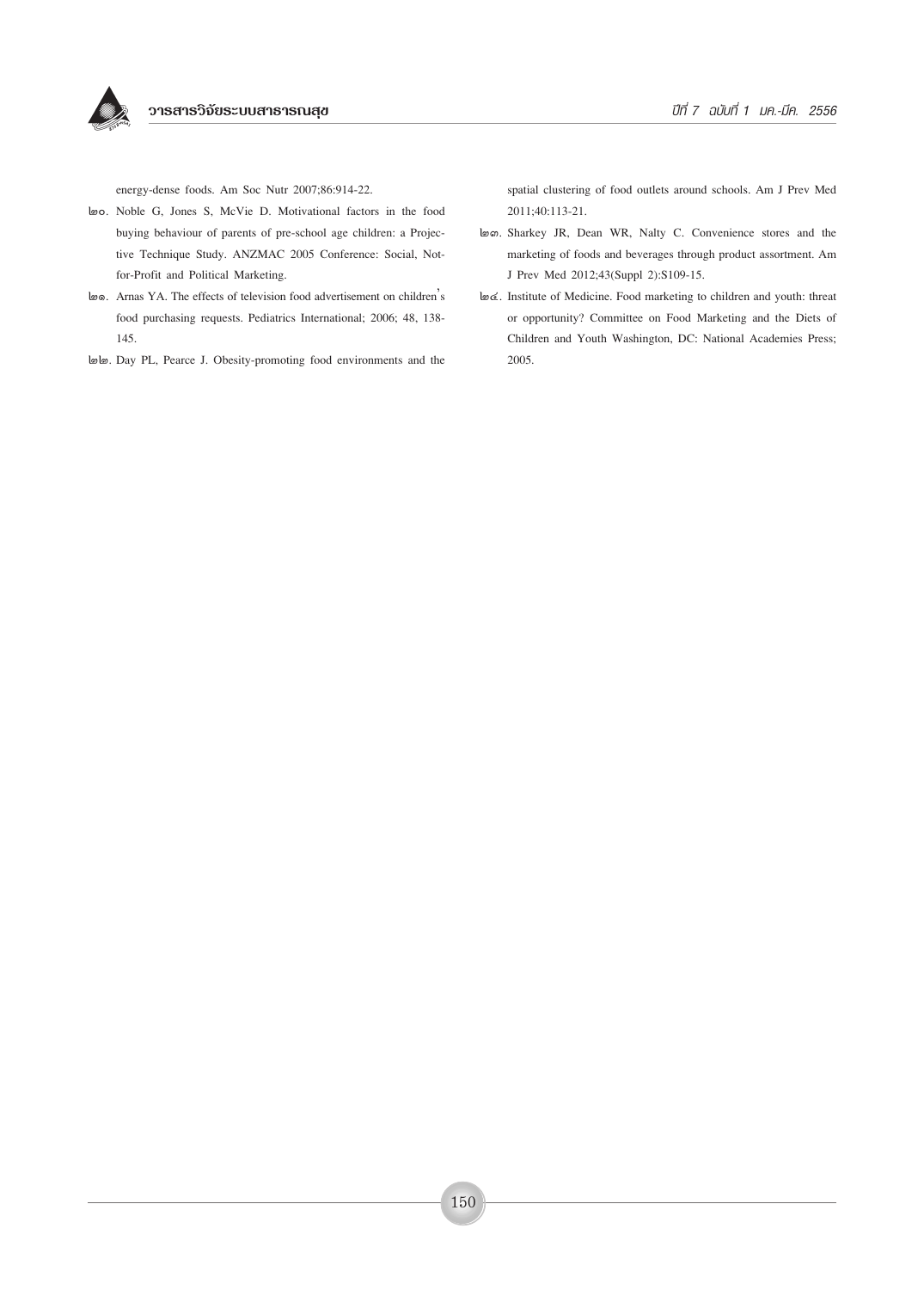energy-dense foods. Am Soc Nutr 2007;86:914-22.

๒๐. Noble G, Jones S, McVie D. Motivational factors in the food buying behaviour of parents of pre-school age children: a Projective Technique Study. ANZMAC 2005 Conference: Social, Not-for-Profit and Political Marketing.

๒๑. Arnas YA. The effects of television food advertisement on children's food purchasing requests. Pediatrics International; 2006; 48, 138-145.

๒๒. Day PL, Pearce J. Obesity-promoting food environments and the spatial clustering of food outlets around schools. Am J Prev Med 2011;40:113-21.

๒๓. Sharkey JR, Dean WR, Nalty C. Convenience stores and the marketing of foods and beverages through product assortment. Am J Prev Med 2012;43(Suppl 2):S109-15.

๒๔. Institute of Medicine. Food marketing to children and youth: threat or opportunity? Committee on Food Marketing and the Diets of Children and Youth Washington, DC: National Academies Press; 2005.